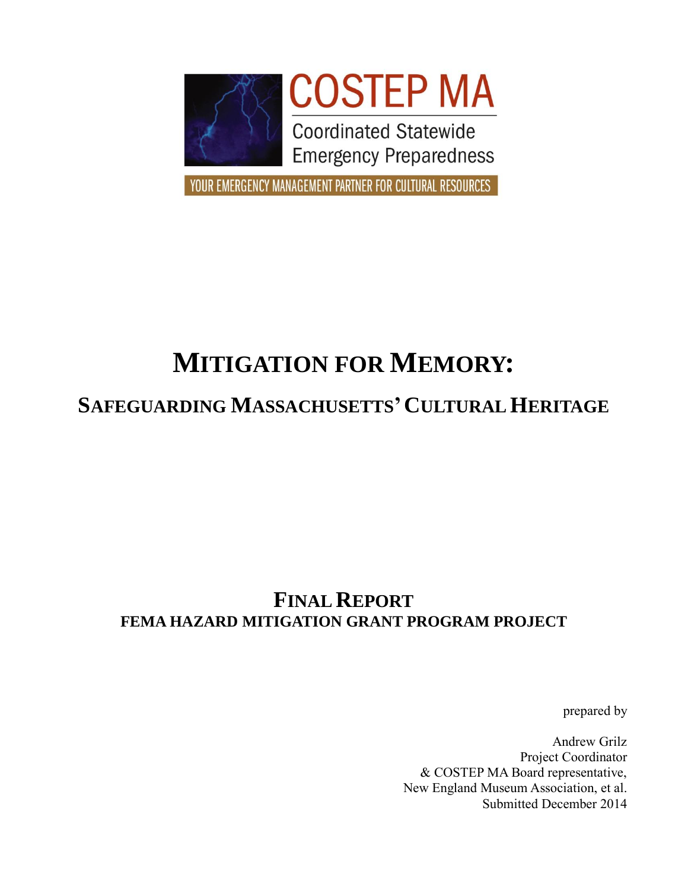COSTEP MA

Coordinated Statewide Emergency Preparedness

YOUR EMERGENCY MANAGEMENT PARTNER FOR CULTURAL RESOURCES

# MITIGATION FOR MEMORY:

## SAFEGUARDING MASSACHUSETTS' CULTURAL HERITAGE

## FINAL REPORT

### FEMA HAZARD MITIGATION GRANT PROGRAM PROJECT

prepared by

Andrew Grilz
Project Coordinator
& COSTEP MA Board representative,
New England Museum Association, et al.
Submitted December 2014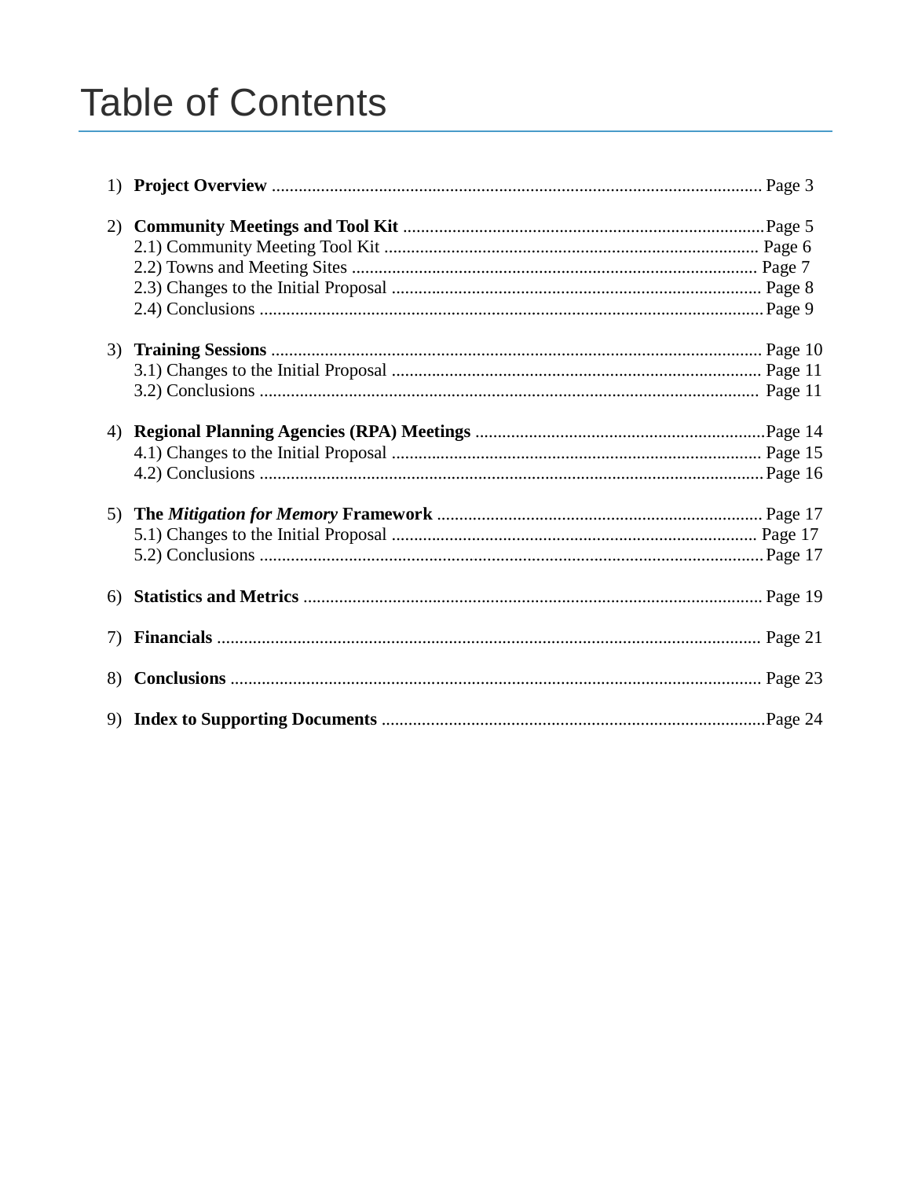# Table of Contents

1) **Project Overview** ........................................................................................................ Page 3

2) **Community Meetings and Tool Kit** ................................................................................Page 5
   2.1) Community Meeting Tool Kit .................................................................................. Page 6
   2.2) Towns and Meeting Sites ......................................................................................... Page 7
   2.3) Changes to the Initial Proposal ................................................................................. Page 8
   2.4) Conclusions ..............................................................................................................Page 9

3) **Training Sessions** ........................................................................................................... Page 10
   3.1) Changes to the Initial Proposal ................................................................................. Page 11
   3.2) Conclusions .............................................................................................................. Page 11

4) **Regional Planning Agencies (RPA) Meetings** ................................................................Page 14
   4.1) Changes to the Initial Proposal ................................................................................. Page 15
   4.2) Conclusions ..............................................................................................................Page 16

5) **The *Mitigation for Memory* Framework** ......................................................................... Page 17
   5.1) Changes to the Initial Proposal ................................................................................. Page 17
   5.2) Conclusions ..............................................................................................................Page 17

6) **Statistics and Metrics** ..................................................................................................... Page 19

7) **Financials** ........................................................................................................................ Page 21

8) **Conclusions** .................................................................................................................... Page 23

9) **Index to Supporting Documents** .....................................................................................Page 24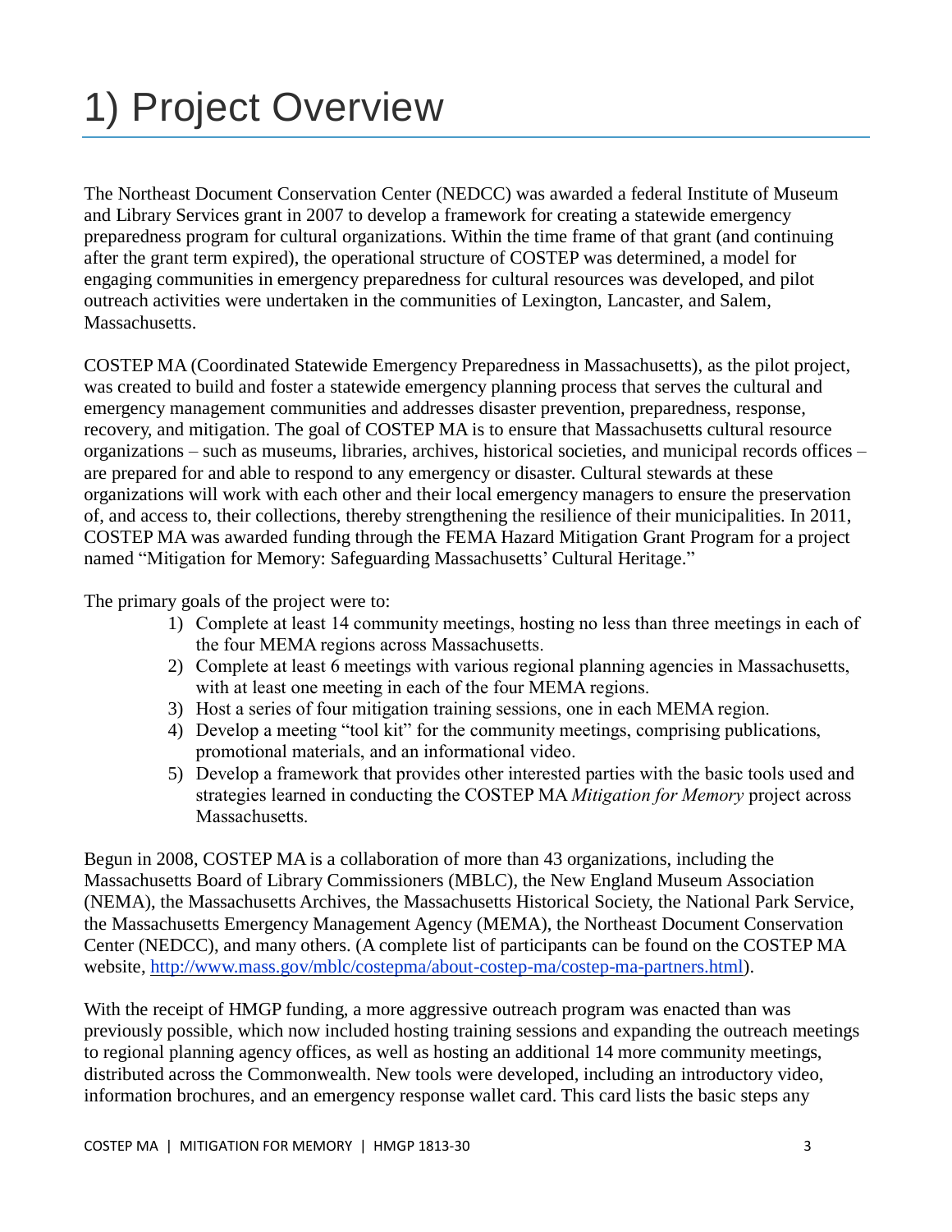# 1) Project Overview

The Northeast Document Conservation Center (NEDCC) was awarded a federal Institute of Museum and Library Services grant in 2007 to develop a framework for creating a statewide emergency preparedness program for cultural organizations. Within the time frame of that grant (and continuing after the grant term expired), the operational structure of COSTEP was determined, a model for engaging communities in emergency preparedness for cultural resources was developed, and pilot outreach activities were undertaken in the communities of Lexington, Lancaster, and Salem, Massachusetts.

COSTEP MA (Coordinated Statewide Emergency Preparedness in Massachusetts), as the pilot project, was created to build and foster a statewide emergency planning process that serves the cultural and emergency management communities and addresses disaster prevention, preparedness, response, recovery, and mitigation. The goal of COSTEP MA is to ensure that Massachusetts cultural resource organizations – such as museums, libraries, archives, historical societies, and municipal records offices – are prepared for and able to respond to any emergency or disaster. Cultural stewards at these organizations will work with each other and their local emergency managers to ensure the preservation of, and access to, their collections, thereby strengthening the resilience of their municipalities. In 2011, COSTEP MA was awarded funding through the FEMA Hazard Mitigation Grant Program for a project named "Mitigation for Memory: Safeguarding Massachusetts' Cultural Heritage."

The primary goals of the project were to:

1) Complete at least 14 community meetings, hosting no less than three meetings in each of the four MEMA regions across Massachusetts.
2) Complete at least 6 meetings with various regional planning agencies in Massachusetts, with at least one meeting in each of the four MEMA regions.
3) Host a series of four mitigation training sessions, one in each MEMA region.
4) Develop a meeting "tool kit" for the community meetings, comprising publications, promotional materials, and an informational video.
5) Develop a framework that provides other interested parties with the basic tools used and strategies learned in conducting the COSTEP MA *Mitigation for Memory* project across Massachusetts.

Begun in 2008, COSTEP MA is a collaboration of more than 43 organizations, including the Massachusetts Board of Library Commissioners (MBLC), the New England Museum Association (NEMA), the Massachusetts Archives, the Massachusetts Historical Society, the National Park Service, the Massachusetts Emergency Management Agency (MEMA), the Northeast Document Conservation Center (NEDCC), and many others. (A complete list of participants can be found on the COSTEP MA website, [http://www.mass.gov/mblc/costepma/about-costep-ma/costep-ma-partners.html](http://www.mass.gov/mblc/costepma/about-costep-ma/costep-ma-partners.html)).

With the receipt of HMGP funding, a more aggressive outreach program was enacted than was previously possible, which now included hosting training sessions and expanding the outreach meetings to regional planning agency offices, as well as hosting an additional 14 more community meetings, distributed across the Commonwealth. New tools were developed, including an introductory video, information brochures, and an emergency response wallet card. This card lists the basic steps any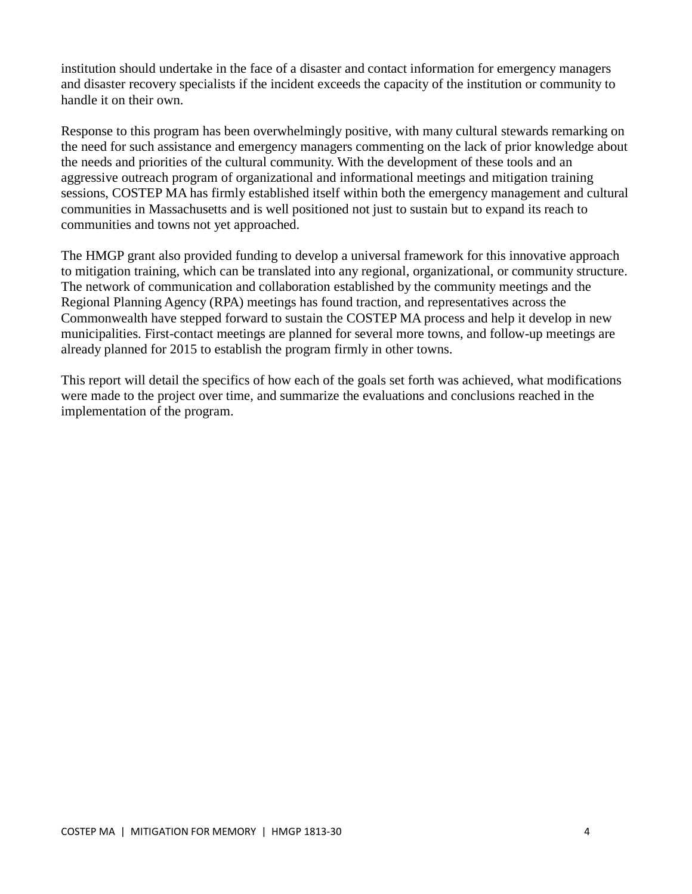institution should undertake in the face of a disaster and contact information for emergency managers and disaster recovery specialists if the incident exceeds the capacity of the institution or community to handle it on their own.

Response to this program has been overwhelmingly positive, with many cultural stewards remarking on the need for such assistance and emergency managers commenting on the lack of prior knowledge about the needs and priorities of the cultural community. With the development of these tools and an aggressive outreach program of organizational and informational meetings and mitigation training sessions, COSTEP MA has firmly established itself within both the emergency management and cultural communities in Massachusetts and is well positioned not just to sustain but to expand its reach to communities and towns not yet approached.

The HMGP grant also provided funding to develop a universal framework for this innovative approach to mitigation training, which can be translated into any regional, organizational, or community structure. The network of communication and collaboration established by the community meetings and the Regional Planning Agency (RPA) meetings has found traction, and representatives across the Commonwealth have stepped forward to sustain the COSTEP MA process and help it develop in new municipalities. First-contact meetings are planned for several more towns, and follow-up meetings are already planned for 2015 to establish the program firmly in other towns.

This report will detail the specifics of how each of the goals set forth was achieved, what modifications were made to the project over time, and summarize the evaluations and conclusions reached in the implementation of the program.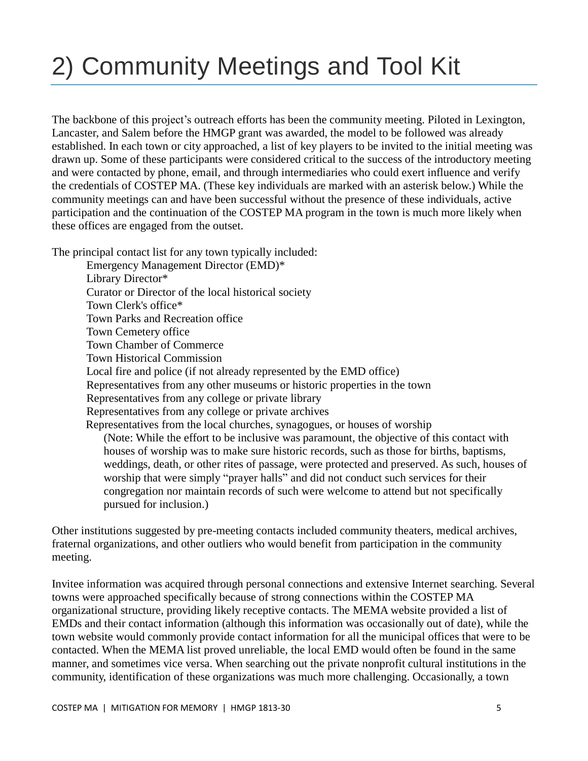# 2) Community Meetings and Tool Kit

The backbone of this project's outreach efforts has been the community meeting. Piloted in Lexington, Lancaster, and Salem before the HMGP grant was awarded, the model to be followed was already established. In each town or city approached, a list of key players to be invited to the initial meeting was drawn up. Some of these participants were considered critical to the success of the introductory meeting and were contacted by phone, email, and through intermediaries who could exert influence and verify the credentials of COSTEP MA. (These key individuals are marked with an asterisk below.) While the community meetings can and have been successful without the presence of these individuals, active participation and the continuation of the COSTEP MA program in the town is much more likely when these offices are engaged from the outset.

The principal contact list for any town typically included:

- Emergency Management Director (EMD)*
- Library Director*
- Curator or Director of the local historical society
- Town Clerk's office*
- Town Parks and Recreation office
- Town Cemetery office
- Town Chamber of Commerce
- Town Historical Commission
- Local fire and police (if not already represented by the EMD office)
- Representatives from any other museums or historic properties in the town
- Representatives from any college or private library
- Representatives from any college or private archives
- Representatives from the local churches, synagogues, or houses of worship
  (Note: While the effort to be inclusive was paramount, the objective of this contact with houses of worship was to make sure historic records, such as those for births, baptisms, weddings, death, or other rites of passage, were protected and preserved. As such, houses of worship that were simply "prayer halls" and did not conduct such services for their congregation nor maintain records of such were welcome to attend but not specifically pursued for inclusion.)

Other institutions suggested by pre-meeting contacts included community theaters, medical archives, fraternal organizations, and other outliers who would benefit from participation in the community meeting.

Invitee information was acquired through personal connections and extensive Internet searching. Several towns were approached specifically because of strong connections within the COSTEP MA organizational structure, providing likely receptive contacts. The MEMA website provided a list of EMDs and their contact information (although this information was occasionally out of date), while the town website would commonly provide contact information for all the municipal offices that were to be contacted. When the MEMA list proved unreliable, the local EMD would often be found in the same manner, and sometimes vice versa. When searching out the private nonprofit cultural institutions in the community, identification of these organizations was much more challenging. Occasionally, a town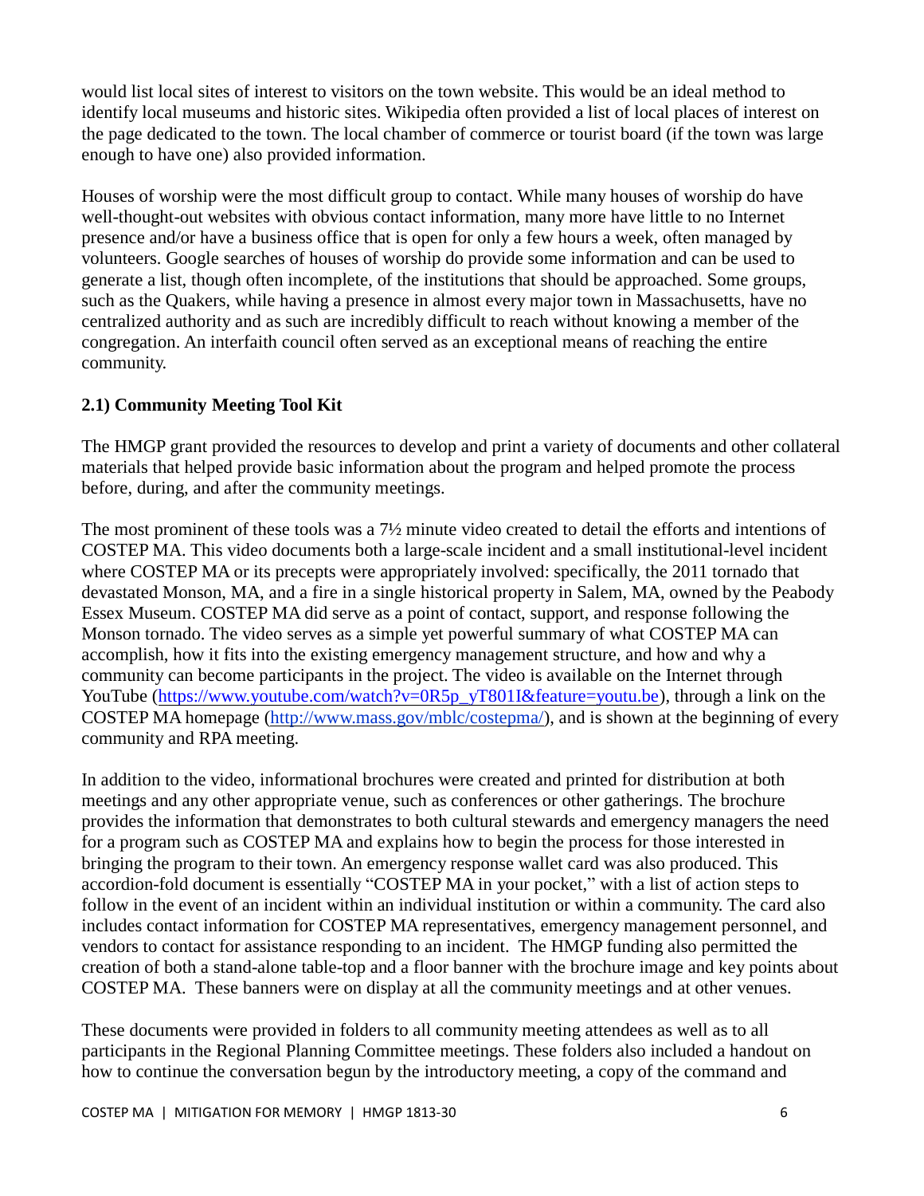would list local sites of interest to visitors on the town website. This would be an ideal method to identify local museums and historic sites. Wikipedia often provided a list of local places of interest on the page dedicated to the town. The local chamber of commerce or tourist board (if the town was large enough to have one) also provided information.

Houses of worship were the most difficult group to contact. While many houses of worship do have well-thought-out websites with obvious contact information, many more have little to no Internet presence and/or have a business office that is open for only a few hours a week, often managed by volunteers. Google searches of houses of worship do provide some information and can be used to generate a list, though often incomplete, of the institutions that should be approached. Some groups, such as the Quakers, while having a presence in almost every major town in Massachusetts, have no centralized authority and as such are incredibly difficult to reach without knowing a member of the congregation. An interfaith council often served as an exceptional means of reaching the entire community.

### 2.1) Community Meeting Tool Kit

The HMGP grant provided the resources to develop and print a variety of documents and other collateral materials that helped provide basic information about the program and helped promote the process before, during, and after the community meetings.

The most prominent of these tools was a 7½ minute video created to detail the efforts and intentions of COSTEP MA. This video documents both a large-scale incident and a small institutional-level incident where COSTEP MA or its precepts were appropriately involved: specifically, the 2011 tornado that devastated Monson, MA, and a fire in a single historical property in Salem, MA, owned by the Peabody Essex Museum. COSTEP MA did serve as a point of contact, support, and response following the Monson tornado. The video serves as a simple yet powerful summary of what COSTEP MA can accomplish, how it fits into the existing emergency management structure, and how and why a community can become participants in the project. The video is available on the Internet through YouTube ([https://www.youtube.com/watch?v=0R5p_yT801I&feature=youtu.be](https://www.youtube.com/watch?v=0R5p_yT801I&feature=youtu.be)), through a link on the COSTEP MA homepage ([http://www.mass.gov/mblc/costepma/](http://www.mass.gov/mblc/costepma/)), and is shown at the beginning of every community and RPA meeting.

In addition to the video, informational brochures were created and printed for distribution at both meetings and any other appropriate venue, such as conferences or other gatherings. The brochure provides the information that demonstrates to both cultural stewards and emergency managers the need for a program such as COSTEP MA and explains how to begin the process for those interested in bringing the program to their town. An emergency response wallet card was also produced. This accordion-fold document is essentially "COSTEP MA in your pocket," with a list of action steps to follow in the event of an incident within an individual institution or within a community. The card also includes contact information for COSTEP MA representatives, emergency management personnel, and vendors to contact for assistance responding to an incident. The HMGP funding also permitted the creation of both a stand-alone table-top and a floor banner with the brochure image and key points about COSTEP MA. These banners were on display at all the community meetings and at other venues.

These documents were provided in folders to all community meeting attendees as well as to all participants in the Regional Planning Committee meetings. These folders also included a handout on how to continue the conversation begun by the introductory meeting, a copy of the command and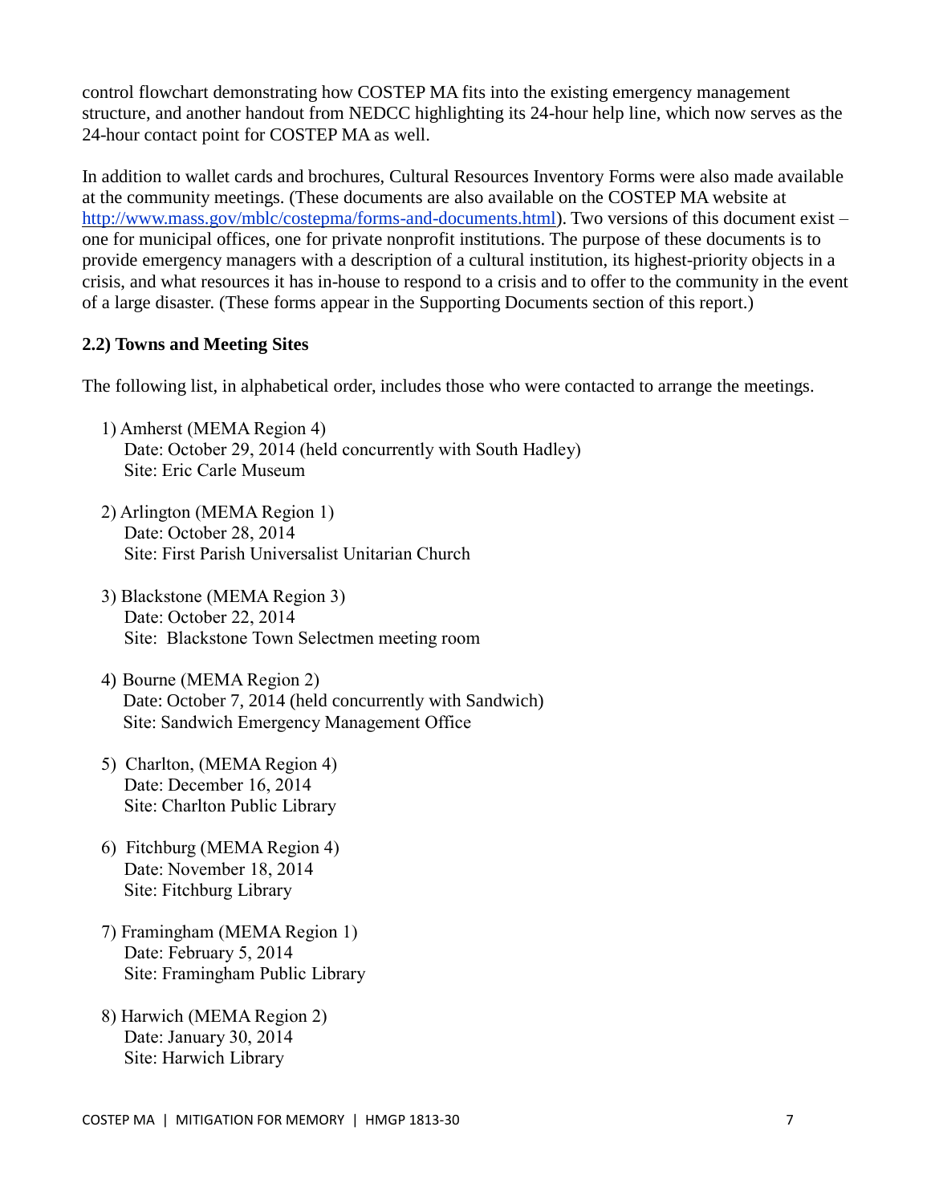control flowchart demonstrating how COSTEP MA fits into the existing emergency management structure, and another handout from NEDCC highlighting its 24-hour help line, which now serves as the 24-hour contact point for COSTEP MA as well.

In addition to wallet cards and brochures, Cultural Resources Inventory Forms were also made available at the community meetings. (These documents are also available on the COSTEP MA website at [http://www.mass.gov/mblc/costepma/forms-and-documents.html](http://www.mass.gov/mblc/costepma/forms-and-documents.html)). Two versions of this document exist – one for municipal offices, one for private nonprofit institutions. The purpose of these documents is to provide emergency managers with a description of a cultural institution, its highest-priority objects in a crisis, and what resources it has in-house to respond to a crisis and to offer to the community in the event of a large disaster. (These forms appear in the Supporting Documents section of this report.)

### 2.2) Towns and Meeting Sites

The following list, in alphabetical order, includes those who were contacted to arrange the meetings.

1) Amherst (MEMA Region 4)
   Date: October 29, 2014 (held concurrently with South Hadley)
   Site: Eric Carle Museum

2) Arlington (MEMA Region 1)
   Date: October 28, 2014
   Site: First Parish Universalist Unitarian Church

3) Blackstone (MEMA Region 3)
   Date: October 22, 2014
   Site: Blackstone Town Selectmen meeting room

4) Bourne (MEMA Region 2)
   Date: October 7, 2014 (held concurrently with Sandwich)
   Site: Sandwich Emergency Management Office

5) Charlton, (MEMA Region 4)
   Date: December 16, 2014
   Site: Charlton Public Library

6) Fitchburg (MEMA Region 4)
   Date: November 18, 2014
   Site: Fitchburg Library

7) Framingham (MEMA Region 1)
   Date: February 5, 2014
   Site: Framingham Public Library

8) Harwich (MEMA Region 2)
   Date: January 30, 2014
   Site: Harwich Library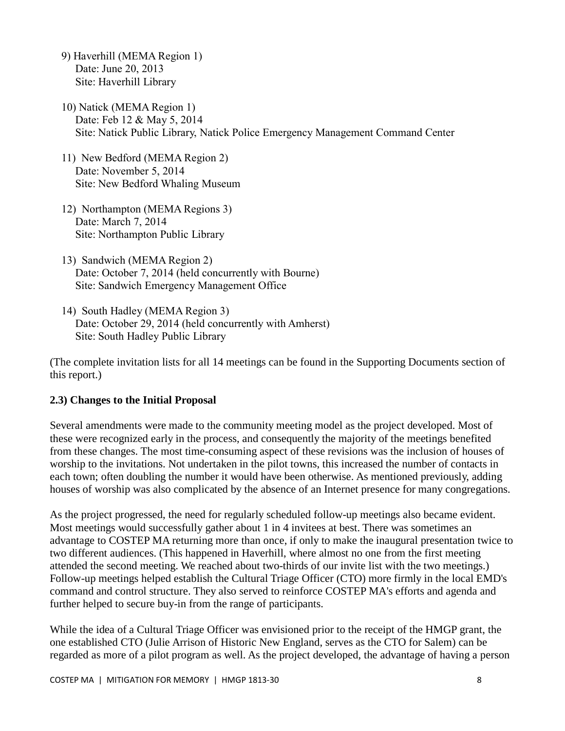9) Haverhill (MEMA Region 1)
   Date: June 20, 2013
   Site: Haverhill Library

10) Natick (MEMA Region 1)
    Date: Feb 12 & May 5, 2014
    Site: Natick Public Library, Natick Police Emergency Management Command Center

11) New Bedford (MEMA Region 2)
    Date: November 5, 2014
    Site: New Bedford Whaling Museum

12) Northampton (MEMA Regions 3)
    Date: March 7, 2014
    Site: Northampton Public Library

13) Sandwich (MEMA Region 2)
    Date: October 7, 2014 (held concurrently with Bourne)
    Site: Sandwich Emergency Management Office

14) South Hadley (MEMA Region 3)
    Date: October 29, 2014 (held concurrently with Amherst)
    Site: South Hadley Public Library

(The complete invitation lists for all 14 meetings can be found in the Supporting Documents section of this report.)

**2.3) Changes to the Initial Proposal**

Several amendments were made to the community meeting model as the project developed. Most of these were recognized early in the process, and consequently the majority of the meetings benefited from these changes. The most time-consuming aspect of these revisions was the inclusion of houses of worship to the invitations. Not undertaken in the pilot towns, this increased the number of contacts in each town; often doubling the number it would have been otherwise. As mentioned previously, adding houses of worship was also complicated by the absence of an Internet presence for many congregations.

As the project progressed, the need for regularly scheduled follow-up meetings also became evident. Most meetings would successfully gather about 1 in 4 invitees at best. There was sometimes an advantage to COSTEP MA returning more than once, if only to make the inaugural presentation twice to two different audiences. (This happened in Haverhill, where almost no one from the first meeting attended the second meeting. We reached about two-thirds of our invite list with the two meetings.) Follow-up meetings helped establish the Cultural Triage Officer (CTO) more firmly in the local EMD's command and control structure. They also served to reinforce COSTEP MA's efforts and agenda and further helped to secure buy-in from the range of participants.

While the idea of a Cultural Triage Officer was envisioned prior to the receipt of the HMGP grant, the one established CTO (Julie Arrison of Historic New England, serves as the CTO for Salem) can be regarded as more of a pilot program as well. As the project developed, the advantage of having a person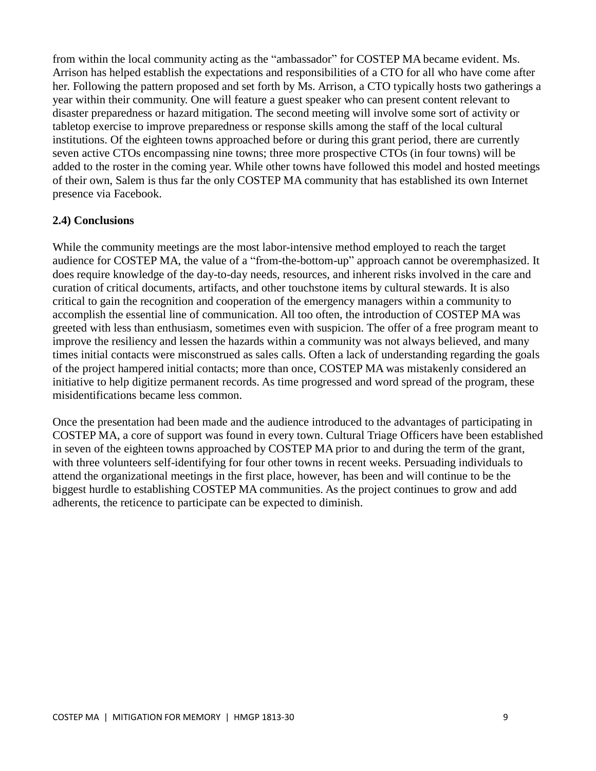from within the local community acting as the "ambassador" for COSTEP MA became evident. Ms. Arrison has helped establish the expectations and responsibilities of a CTO for all who have come after her. Following the pattern proposed and set forth by Ms. Arrison, a CTO typically hosts two gatherings a year within their community. One will feature a guest speaker who can present content relevant to disaster preparedness or hazard mitigation. The second meeting will involve some sort of activity or tabletop exercise to improve preparedness or response skills among the staff of the local cultural institutions. Of the eighteen towns approached before or during this grant period, there are currently seven active CTOs encompassing nine towns; three more prospective CTOs (in four towns) will be added to the roster in the coming year. While other towns have followed this model and hosted meetings of their own, Salem is thus far the only COSTEP MA community that has established its own Internet presence via Facebook.

### 2.4) Conclusions

While the community meetings are the most labor-intensive method employed to reach the target audience for COSTEP MA, the value of a "from-the-bottom-up" approach cannot be overemphasized. It does require knowledge of the day-to-day needs, resources, and inherent risks involved in the care and curation of critical documents, artifacts, and other touchstone items by cultural stewards. It is also critical to gain the recognition and cooperation of the emergency managers within a community to accomplish the essential line of communication. All too often, the introduction of COSTEP MA was greeted with less than enthusiasm, sometimes even with suspicion. The offer of a free program meant to improve the resiliency and lessen the hazards within a community was not always believed, and many times initial contacts were misconstrued as sales calls. Often a lack of understanding regarding the goals of the project hampered initial contacts; more than once, COSTEP MA was mistakenly considered an initiative to help digitize permanent records. As time progressed and word spread of the program, these misidentifications became less common.

Once the presentation had been made and the audience introduced to the advantages of participating in COSTEP MA, a core of support was found in every town. Cultural Triage Officers have been established in seven of the eighteen towns approached by COSTEP MA prior to and during the term of the grant, with three volunteers self-identifying for four other towns in recent weeks. Persuading individuals to attend the organizational meetings in the first place, however, has been and will continue to be the biggest hurdle to establishing COSTEP MA communities. As the project continues to grow and add adherents, the reticence to participate can be expected to diminish.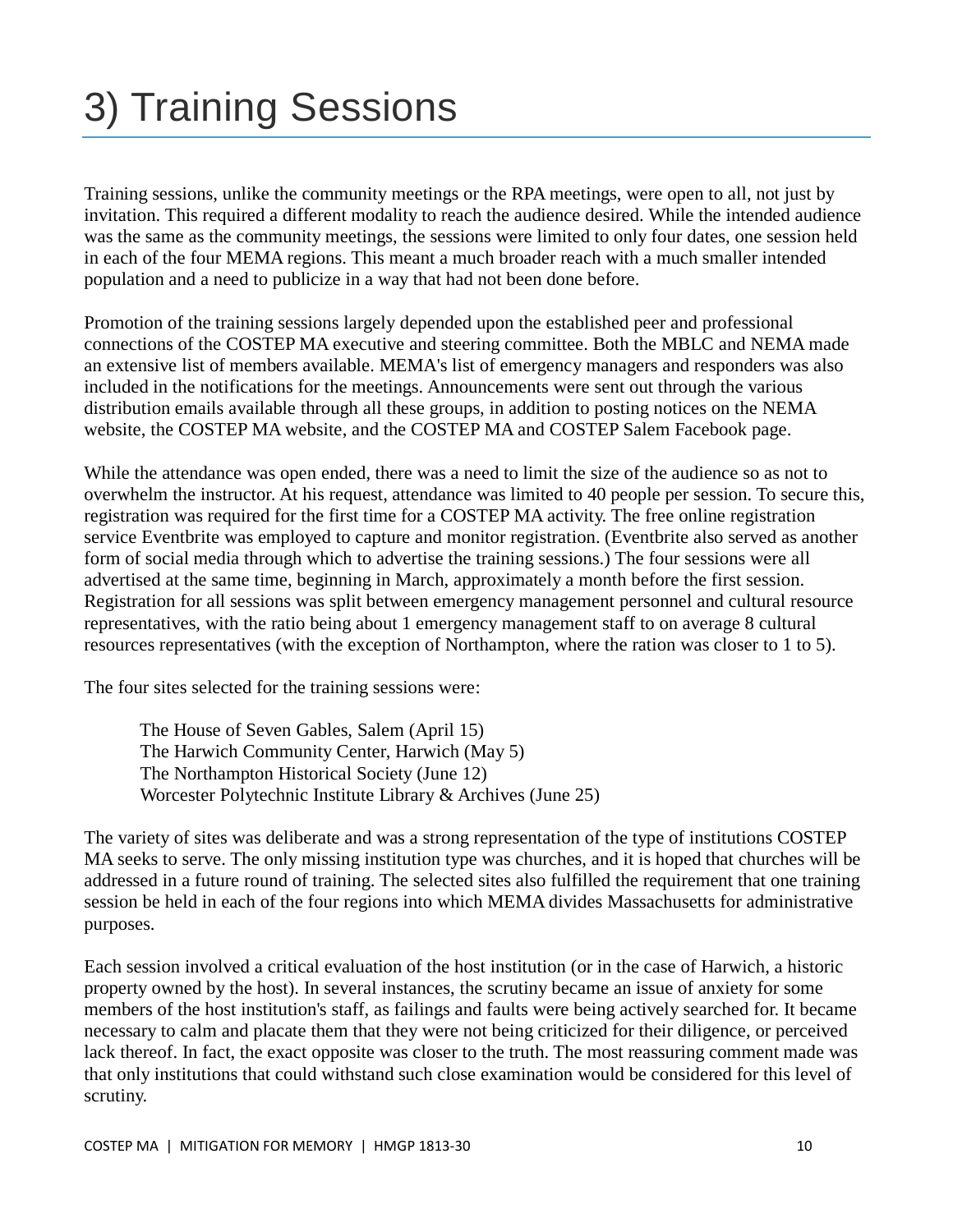# 3) Training Sessions

Training sessions, unlike the community meetings or the RPA meetings, were open to all, not just by invitation. This required a different modality to reach the audience desired. While the intended audience was the same as the community meetings, the sessions were limited to only four dates, one session held in each of the four MEMA regions. This meant a much broader reach with a much smaller intended population and a need to publicize in a way that had not been done before.

Promotion of the training sessions largely depended upon the established peer and professional connections of the COSTEP MA executive and steering committee. Both the MBLC and NEMA made an extensive list of members available. MEMA's list of emergency managers and responders was also included in the notifications for the meetings. Announcements were sent out through the various distribution emails available through all these groups, in addition to posting notices on the NEMA website, the COSTEP MA website, and the COSTEP MA and COSTEP Salem Facebook page.

While the attendance was open ended, there was a need to limit the size of the audience so as not to overwhelm the instructor. At his request, attendance was limited to 40 people per session. To secure this, registration was required for the first time for a COSTEP MA activity. The free online registration service Eventbrite was employed to capture and monitor registration. (Eventbrite also served as another form of social media through which to advertise the training sessions.) The four sessions were all advertised at the same time, beginning in March, approximately a month before the first session. Registration for all sessions was split between emergency management personnel and cultural resource representatives, with the ratio being about 1 emergency management staff to on average 8 cultural resources representatives (with the exception of Northampton, where the ration was closer to 1 to 5).

The four sites selected for the training sessions were:

The House of Seven Gables, Salem (April 15)
The Harwich Community Center, Harwich (May 5)
The Northampton Historical Society (June 12)
Worcester Polytechnic Institute Library & Archives (June 25)

The variety of sites was deliberate and was a strong representation of the type of institutions COSTEP MA seeks to serve. The only missing institution type was churches, and it is hoped that churches will be addressed in a future round of training. The selected sites also fulfilled the requirement that one training session be held in each of the four regions into which MEMA divides Massachusetts for administrative purposes.

Each session involved a critical evaluation of the host institution (or in the case of Harwich, a historic property owned by the host). In several instances, the scrutiny became an issue of anxiety for some members of the host institution's staff, as failings and faults were being actively searched for. It became necessary to calm and placate them that they were not being criticized for their diligence, or perceived lack thereof. In fact, the exact opposite was closer to the truth. The most reassuring comment made was that only institutions that could withstand such close examination would be considered for this level of scrutiny.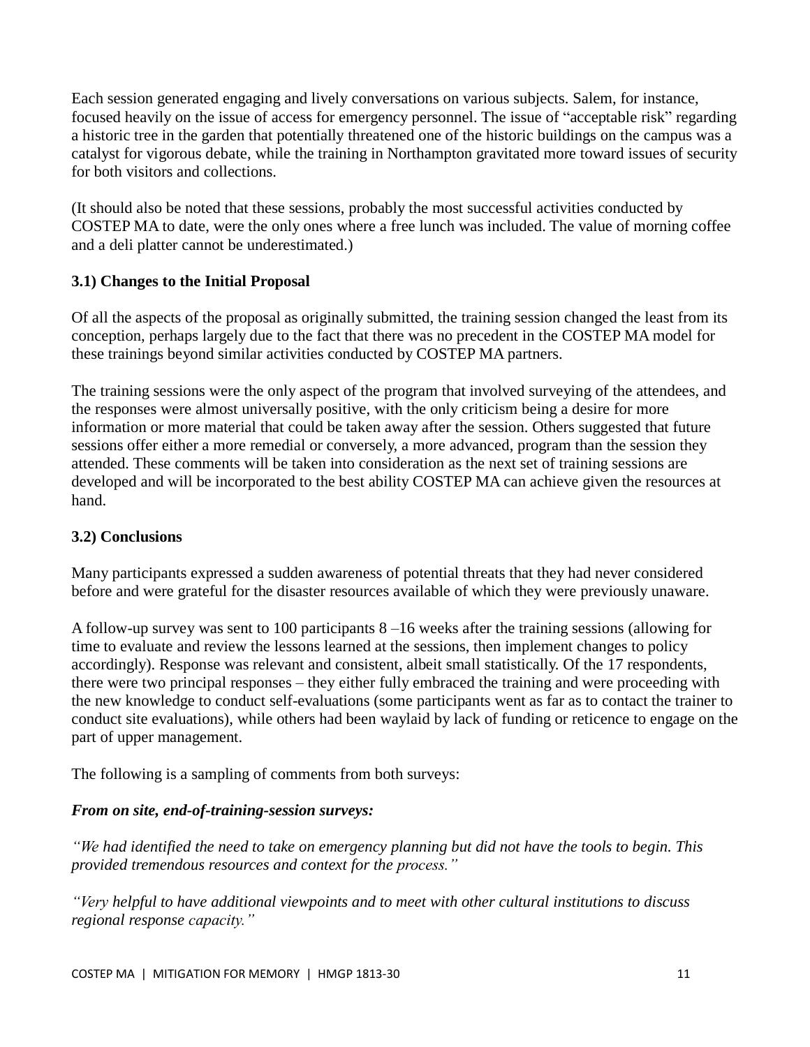Each session generated engaging and lively conversations on various subjects. Salem, for instance, focused heavily on the issue of access for emergency personnel. The issue of "acceptable risk" regarding a historic tree in the garden that potentially threatened one of the historic buildings on the campus was a catalyst for vigorous debate, while the training in Northampton gravitated more toward issues of security for both visitors and collections.

(It should also be noted that these sessions, probably the most successful activities conducted by COSTEP MA to date, were the only ones where a free lunch was included. The value of morning coffee and a deli platter cannot be underestimated.)

### 3.1) Changes to the Initial Proposal

Of all the aspects of the proposal as originally submitted, the training session changed the least from its conception, perhaps largely due to the fact that there was no precedent in the COSTEP MA model for these trainings beyond similar activities conducted by COSTEP MA partners.

The training sessions were the only aspect of the program that involved surveying of the attendees, and the responses were almost universally positive, with the only criticism being a desire for more information or more material that could be taken away after the session. Others suggested that future sessions offer either a more remedial or conversely, a more advanced, program than the session they attended. These comments will be taken into consideration as the next set of training sessions are developed and will be incorporated to the best ability COSTEP MA can achieve given the resources at hand.

### 3.2) Conclusions

Many participants expressed a sudden awareness of potential threats that they had never considered before and were grateful for the disaster resources available of which they were previously unaware.

A follow-up survey was sent to 100 participants 8 –16 weeks after the training sessions (allowing for time to evaluate and review the lessons learned at the sessions, then implement changes to policy accordingly). Response was relevant and consistent, albeit small statistically. Of the 17 respondents, there were two principal responses – they either fully embraced the training and were proceeding with the new knowledge to conduct self-evaluations (some participants went as far as to contact the trainer to conduct site evaluations), while others had been waylaid by lack of funding or reticence to engage on the part of upper management.

The following is a sampling of comments from both surveys:

***From on site, end-of-training-session surveys:***

*"We had identified the need to take on emergency planning but did not have the tools to begin. This provided tremendous resources and context for the process."*

*"Very helpful to have additional viewpoints and to meet with other cultural institutions to discuss regional response capacity."*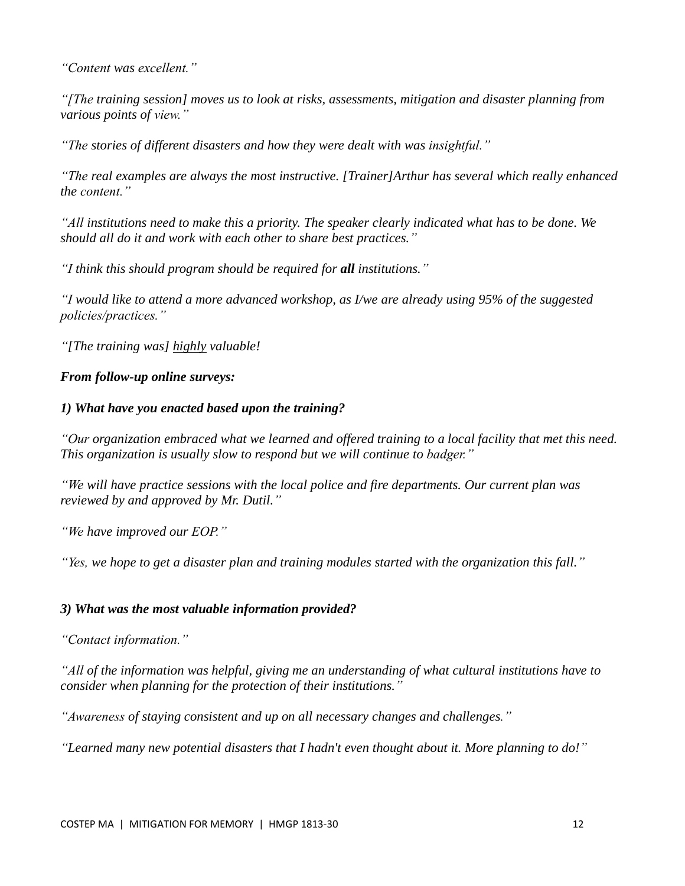*"Content was excellent."*

*"[The training session] moves us to look at risks, assessments, mitigation and disaster planning from various points of view."*

*"The stories of different disasters and how they were dealt with was insightful."*

*"The real examples are always the most instructive. [Trainer]Arthur has several which really enhanced the content."*

*"All institutions need to make this a priority. The speaker clearly indicated what has to be done. We should all do it and work with each other to share best practices."*

*"I think this should program should be required for **all** institutions."*

*"I would like to attend a more advanced workshop, as I/we are already using 95% of the suggested policies/practices."*

*"[The training was] <u>highly</u> valuable!*

***From follow-up online surveys:***

***1) What have you enacted based upon the training?***

*"Our organization embraced what we learned and offered training to a local facility that met this need. This organization is usually slow to respond but we will continue to badger."*

*"We will have practice sessions with the local police and fire departments. Our current plan was reviewed by and approved by Mr. Dutil."*

*"We have improved our EOP."*

*"Yes, we hope to get a disaster plan and training modules started with the organization this fall."*

***3) What was the most valuable information provided?***

*"Contact information."*

*"All of the information was helpful, giving me an understanding of what cultural institutions have to consider when planning for the protection of their institutions."*

*"Awareness of staying consistent and up on all necessary changes and challenges."*

*"Learned many new potential disasters that I hadn't even thought about it. More planning to do!"*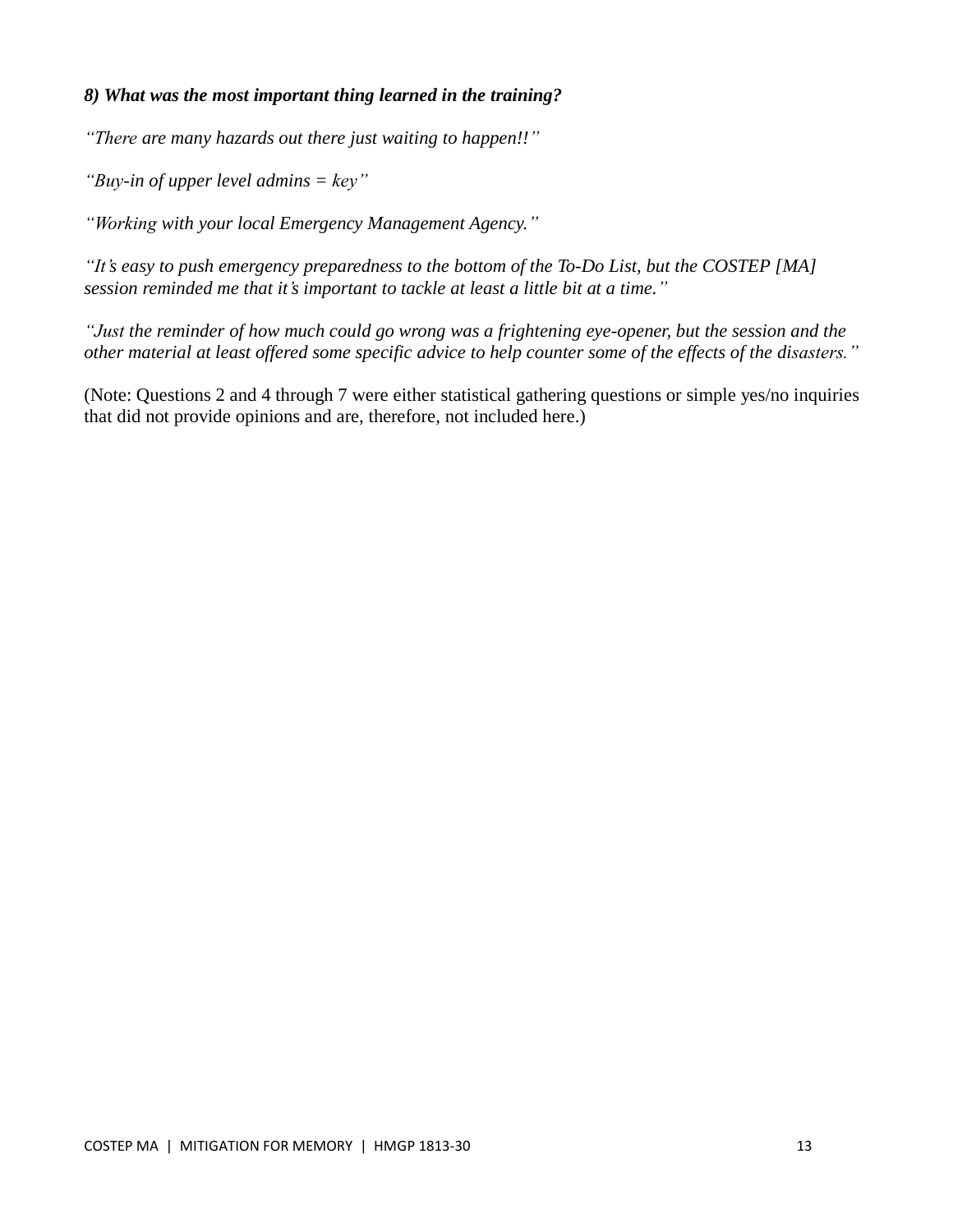***8) What was the most important thing learned in the training?***

*"There are many hazards out there just waiting to happen!!"*

*"Buy-in of upper level admins = key"*

*"Working with your local Emergency Management Agency."*

*"It's easy to push emergency preparedness to the bottom of the To-Do List, but the COSTEP [MA] session reminded me that it's important to tackle at least a little bit at a time."*

*"Just the reminder of how much could go wrong was a frightening eye-opener, but the session and the other material at least offered some specific advice to help counter some of the effects of the disasters."*

(Note: Questions 2 and 4 through 7 were either statistical gathering questions or simple yes/no inquiries that did not provide opinions and are, therefore, not included here.)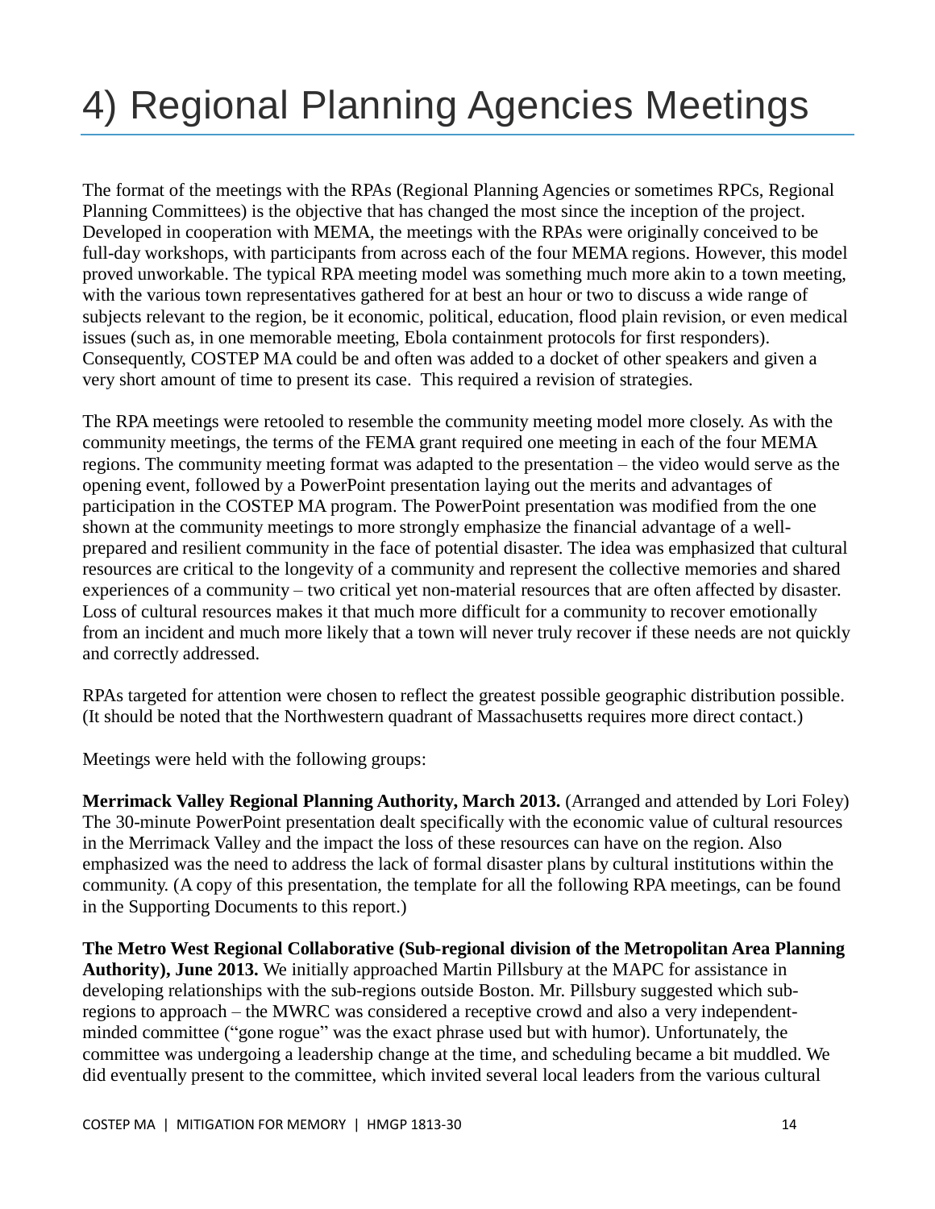# 4) Regional Planning Agencies Meetings

The format of the meetings with the RPAs (Regional Planning Agencies or sometimes RPCs, Regional Planning Committees) is the objective that has changed the most since the inception of the project. Developed in cooperation with MEMA, the meetings with the RPAs were originally conceived to be full-day workshops, with participants from across each of the four MEMA regions. However, this model proved unworkable. The typical RPA meeting model was something much more akin to a town meeting, with the various town representatives gathered for at best an hour or two to discuss a wide range of subjects relevant to the region, be it economic, political, education, flood plain revision, or even medical issues (such as, in one memorable meeting, Ebola containment protocols for first responders). Consequently, COSTEP MA could be and often was added to a docket of other speakers and given a very short amount of time to present its case.  This required a revision of strategies.

The RPA meetings were retooled to resemble the community meeting model more closely. As with the community meetings, the terms of the FEMA grant required one meeting in each of the four MEMA regions. The community meeting format was adapted to the presentation – the video would serve as the opening event, followed by a PowerPoint presentation laying out the merits and advantages of participation in the COSTEP MA program. The PowerPoint presentation was modified from the one shown at the community meetings to more strongly emphasize the financial advantage of a well-prepared and resilient community in the face of potential disaster. The idea was emphasized that cultural resources are critical to the longevity of a community and represent the collective memories and shared experiences of a community – two critical yet non-material resources that are often affected by disaster. Loss of cultural resources makes it that much more difficult for a community to recover emotionally from an incident and much more likely that a town will never truly recover if these needs are not quickly and correctly addressed.

RPAs targeted for attention were chosen to reflect the greatest possible geographic distribution possible. (It should be noted that the Northwestern quadrant of Massachusetts requires more direct contact.)

Meetings were held with the following groups:

**Merrimack Valley Regional Planning Authority, March 2013.** (Arranged and attended by Lori Foley) The 30-minute PowerPoint presentation dealt specifically with the economic value of cultural resources in the Merrimack Valley and the impact the loss of these resources can have on the region. Also emphasized was the need to address the lack of formal disaster plans by cultural institutions within the community. (A copy of this presentation, the template for all the following RPA meetings, can be found in the Supporting Documents to this report.)

**The Metro West Regional Collaborative (Sub-regional division of the Metropolitan Area Planning Authority), June 2013.** We initially approached Martin Pillsbury at the MAPC for assistance in developing relationships with the sub-regions outside Boston. Mr. Pillsbury suggested which sub-regions to approach – the MWRC was considered a receptive crowd and also a very independent-minded committee ("gone rogue" was the exact phrase used but with humor). Unfortunately, the committee was undergoing a leadership change at the time, and scheduling became a bit muddled. We did eventually present to the committee, which invited several local leaders from the various cultural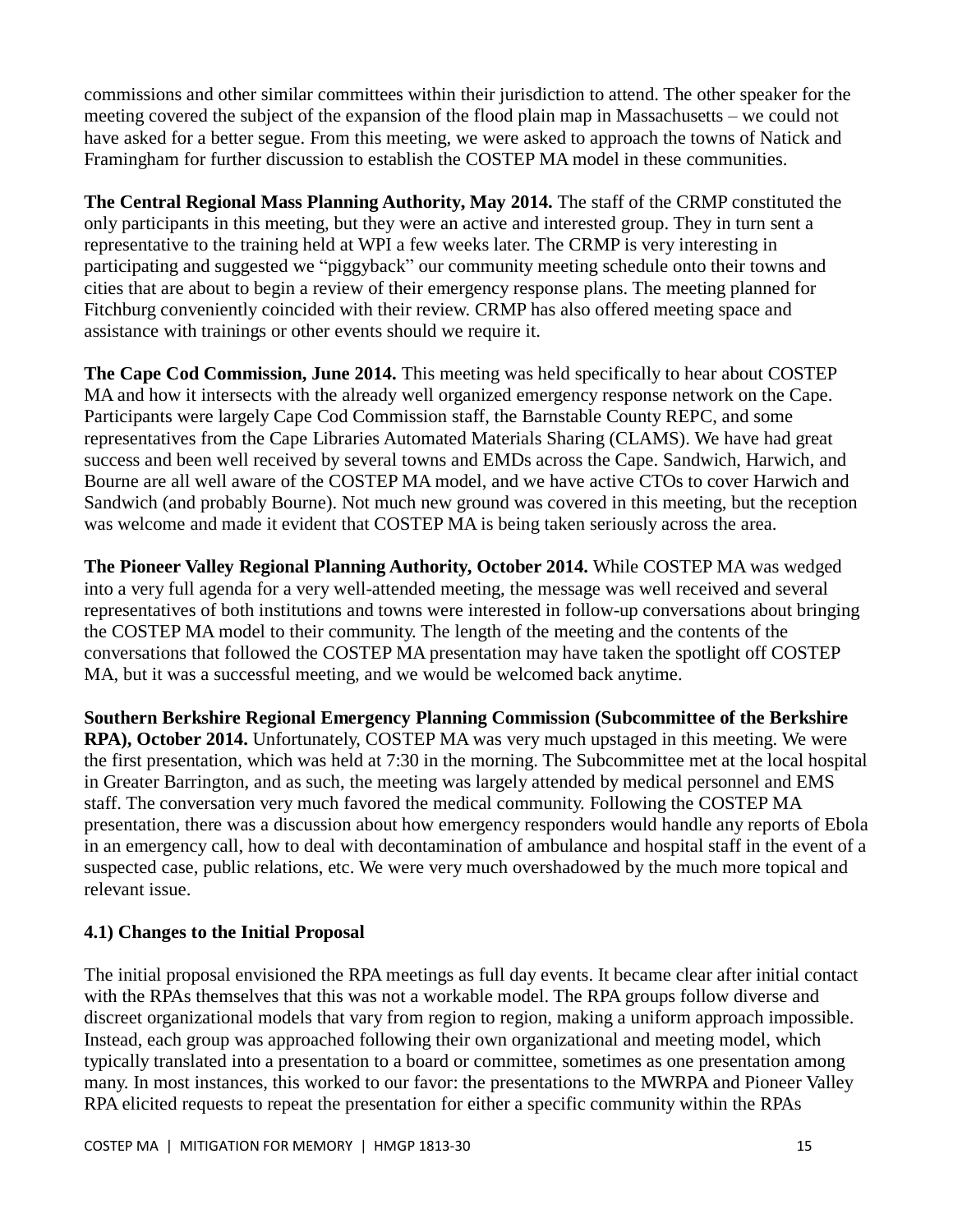commissions and other similar committees within their jurisdiction to attend. The other speaker for the meeting covered the subject of the expansion of the flood plain map in Massachusetts – we could not have asked for a better segue. From this meeting, we were asked to approach the towns of Natick and Framingham for further discussion to establish the COSTEP MA model in these communities.

**The Central Regional Mass Planning Authority, May 2014.** The staff of the CRMP constituted the only participants in this meeting, but they were an active and interested group. They in turn sent a representative to the training held at WPI a few weeks later. The CRMP is very interesting in participating and suggested we "piggyback" our community meeting schedule onto their towns and cities that are about to begin a review of their emergency response plans. The meeting planned for Fitchburg conveniently coincided with their review. CRMP has also offered meeting space and assistance with trainings or other events should we require it.

**The Cape Cod Commission, June 2014.** This meeting was held specifically to hear about COSTEP MA and how it intersects with the already well organized emergency response network on the Cape. Participants were largely Cape Cod Commission staff, the Barnstable County REPC, and some representatives from the Cape Libraries Automated Materials Sharing (CLAMS). We have had great success and been well received by several towns and EMDs across the Cape. Sandwich, Harwich, and Bourne are all well aware of the COSTEP MA model, and we have active CTOs to cover Harwich and Sandwich (and probably Bourne). Not much new ground was covered in this meeting, but the reception was welcome and made it evident that COSTEP MA is being taken seriously across the area.

**The Pioneer Valley Regional Planning Authority, October 2014.** While COSTEP MA was wedged into a very full agenda for a very well-attended meeting, the message was well received and several representatives of both institutions and towns were interested in follow-up conversations about bringing the COSTEP MA model to their community. The length of the meeting and the contents of the conversations that followed the COSTEP MA presentation may have taken the spotlight off COSTEP MA, but it was a successful meeting, and we would be welcomed back anytime.

**Southern Berkshire Regional Emergency Planning Commission (Subcommittee of the Berkshire RPA), October 2014.** Unfortunately, COSTEP MA was very much upstaged in this meeting. We were the first presentation, which was held at 7:30 in the morning. The Subcommittee met at the local hospital in Greater Barrington, and as such, the meeting was largely attended by medical personnel and EMS staff. The conversation very much favored the medical community. Following the COSTEP MA presentation, there was a discussion about how emergency responders would handle any reports of Ebola in an emergency call, how to deal with decontamination of ambulance and hospital staff in the event of a suspected case, public relations, etc. We were very much overshadowed by the much more topical and relevant issue.

### 4.1) Changes to the Initial Proposal

The initial proposal envisioned the RPA meetings as full day events. It became clear after initial contact with the RPAs themselves that this was not a workable model. The RPA groups follow diverse and discreet organizational models that vary from region to region, making a uniform approach impossible. Instead, each group was approached following their own organizational and meeting model, which typically translated into a presentation to a board or committee, sometimes as one presentation among many. In most instances, this worked to our favor: the presentations to the MWRPA and Pioneer Valley RPA elicited requests to repeat the presentation for either a specific community within the RPAs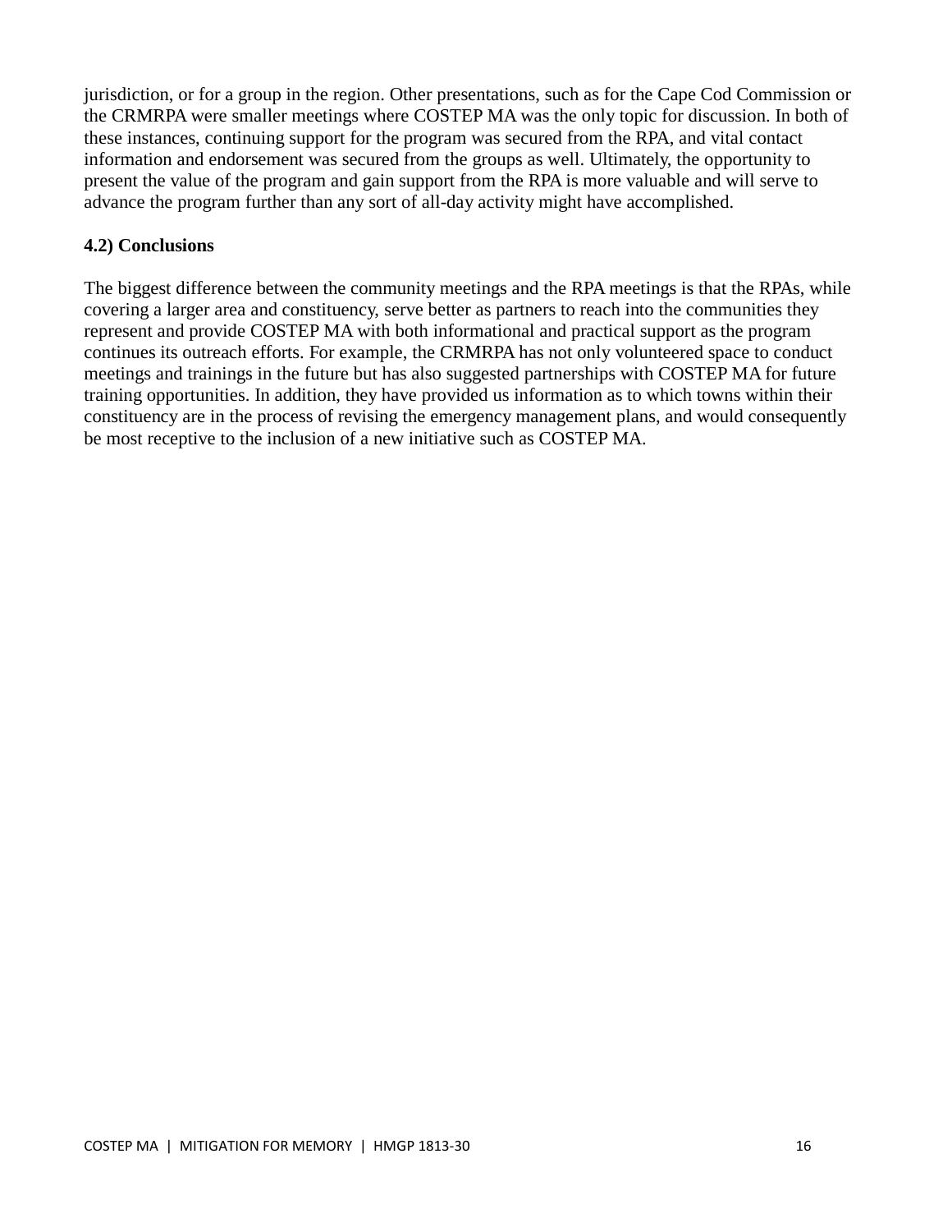jurisdiction, or for a group in the region. Other presentations, such as for the Cape Cod Commission or the CRMRPA were smaller meetings where COSTEP MA was the only topic for discussion. In both of these instances, continuing support for the program was secured from the RPA, and vital contact information and endorsement was secured from the groups as well. Ultimately, the opportunity to present the value of the program and gain support from the RPA is more valuable and will serve to advance the program further than any sort of all-day activity might have accomplished.

**4.2) Conclusions**

The biggest difference between the community meetings and the RPA meetings is that the RPAs, while covering a larger area and constituency, serve better as partners to reach into the communities they represent and provide COSTEP MA with both informational and practical support as the program continues its outreach efforts. For example, the CRMRPA has not only volunteered space to conduct meetings and trainings in the future but has also suggested partnerships with COSTEP MA for future training opportunities. In addition, they have provided us information as to which towns within their constituency are in the process of revising the emergency management plans, and would consequently be most receptive to the inclusion of a new initiative such as COSTEP MA.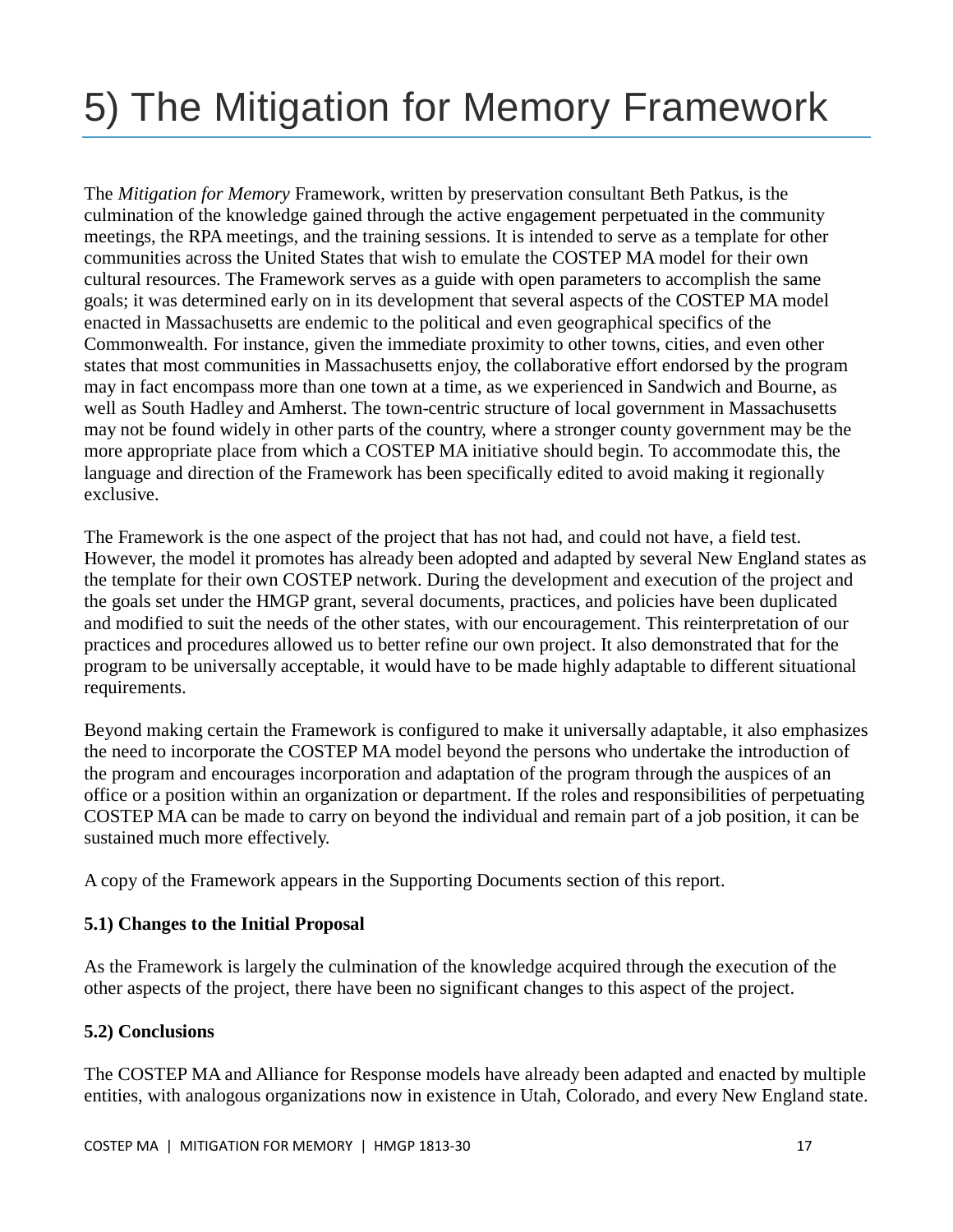# 5) The Mitigation for Memory Framework

The *Mitigation for Memory* Framework, written by preservation consultant Beth Patkus, is the culmination of the knowledge gained through the active engagement perpetuated in the community meetings, the RPA meetings, and the training sessions. It is intended to serve as a template for other communities across the United States that wish to emulate the COSTEP MA model for their own cultural resources. The Framework serves as a guide with open parameters to accomplish the same goals; it was determined early on in its development that several aspects of the COSTEP MA model enacted in Massachusetts are endemic to the political and even geographical specifics of the Commonwealth. For instance, given the immediate proximity to other towns, cities, and even other states that most communities in Massachusetts enjoy, the collaborative effort endorsed by the program may in fact encompass more than one town at a time, as we experienced in Sandwich and Bourne, as well as South Hadley and Amherst. The town-centric structure of local government in Massachusetts may not be found widely in other parts of the country, where a stronger county government may be the more appropriate place from which a COSTEP MA initiative should begin. To accommodate this, the language and direction of the Framework has been specifically edited to avoid making it regionally exclusive.

The Framework is the one aspect of the project that has not had, and could not have, a field test. However, the model it promotes has already been adopted and adapted by several New England states as the template for their own COSTEP network. During the development and execution of the project and the goals set under the HMGP grant, several documents, practices, and policies have been duplicated and modified to suit the needs of the other states, with our encouragement. This reinterpretation of our practices and procedures allowed us to better refine our own project. It also demonstrated that for the program to be universally acceptable, it would have to be made highly adaptable to different situational requirements.

Beyond making certain the Framework is configured to make it universally adaptable, it also emphasizes the need to incorporate the COSTEP MA model beyond the persons who undertake the introduction of the program and encourages incorporation and adaptation of the program through the auspices of an office or a position within an organization or department. If the roles and responsibilities of perpetuating COSTEP MA can be made to carry on beyond the individual and remain part of a job position, it can be sustained much more effectively.

A copy of the Framework appears in the Supporting Documents section of this report.

### 5.1) Changes to the Initial Proposal

As the Framework is largely the culmination of the knowledge acquired through the execution of the other aspects of the project, there have been no significant changes to this aspect of the project.

### 5.2) Conclusions

The COSTEP MA and Alliance for Response models have already been adapted and enacted by multiple entities, with analogous organizations now in existence in Utah, Colorado, and every New England state.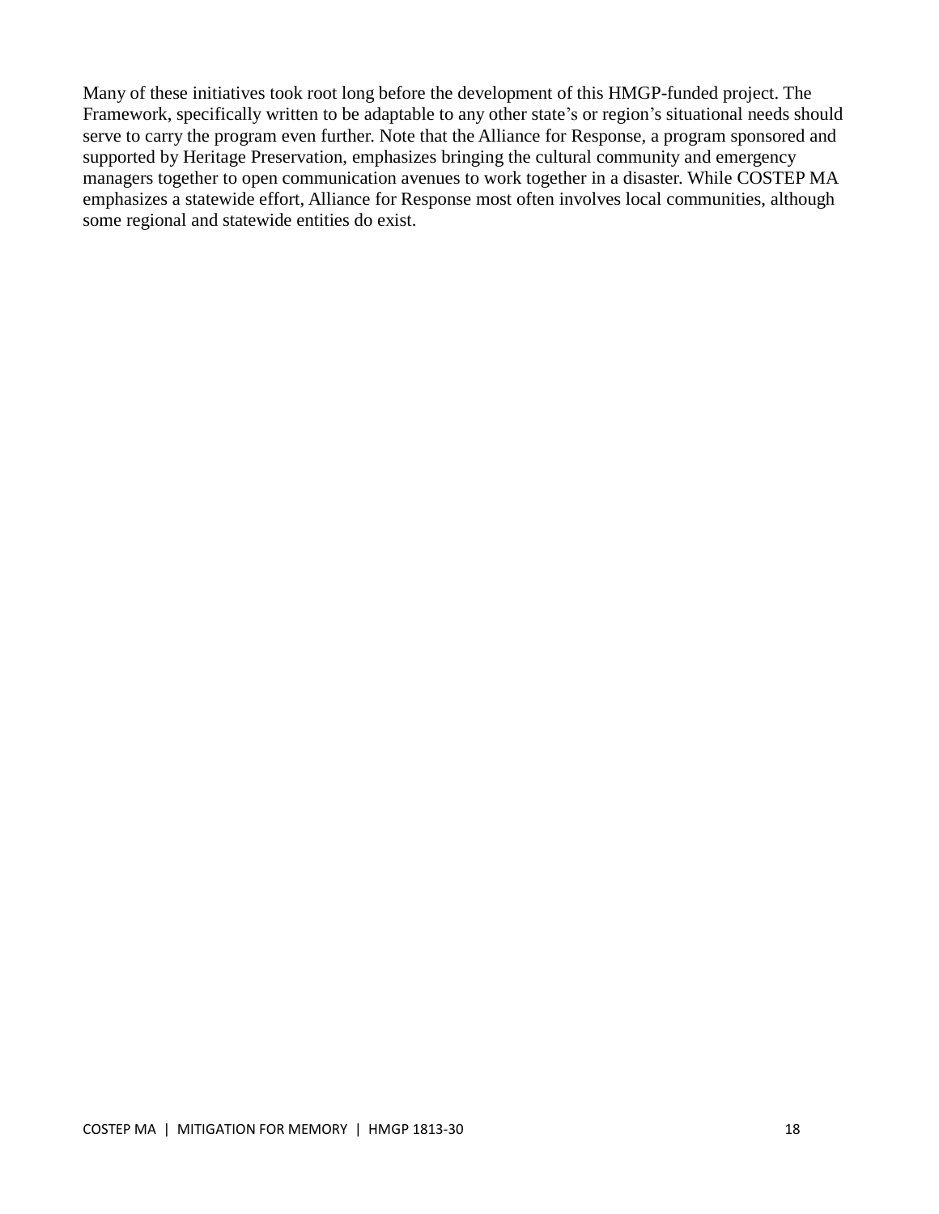Many of these initiatives took root long before the development of this HMGP-funded project. The Framework, specifically written to be adaptable to any other state's or region's situational needs should serve to carry the program even further. Note that the Alliance for Response, a program sponsored and supported by Heritage Preservation, emphasizes bringing the cultural community and emergency managers together to open communication avenues to work together in a disaster. While COSTEP MA emphasizes a statewide effort, Alliance for Response most often involves local communities, although some regional and statewide entities do exist.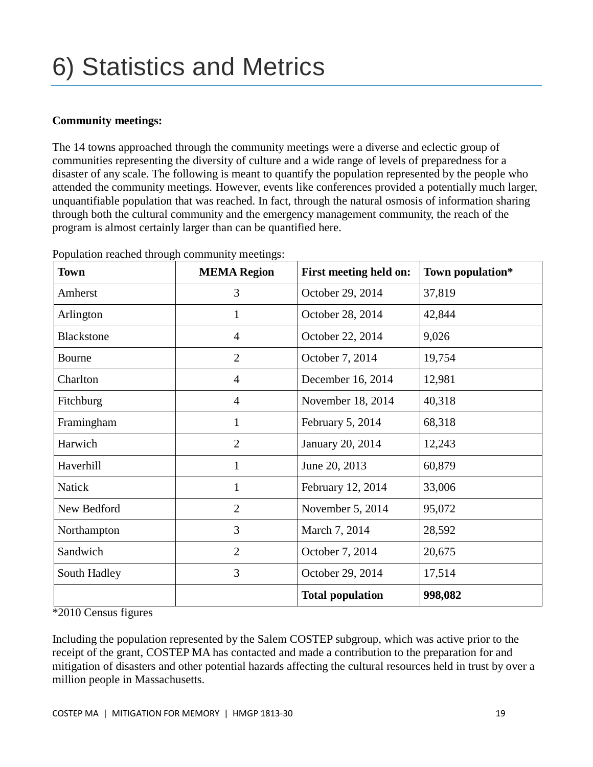# 6) Statistics and Metrics

**Community meetings:**

The 14 towns approached through the community meetings were a diverse and eclectic group of communities representing the diversity of culture and a wide range of levels of preparedness for a disaster of any scale. The following is meant to quantify the population represented by the people who attended the community meetings. However, events like conferences provided a potentially much larger, unquantifiable population that was reached. In fact, through the natural osmosis of information sharing through both the cultural community and the emergency management community, the reach of the program is almost certainly larger than can be quantified here.

Population reached through community meetings:

| Town | MEMA Region | First meeting held on: | Town population* |
|---|---|---|---|
| Amherst | 3 | October 29, 2014 | 37,819 |
| Arlington | 1 | October 28, 2014 | 42,844 |
| Blackstone | 4 | October 22, 2014 | 9,026 |
| Bourne | 2 | October 7, 2014 | 19,754 |
| Charlton | 4 | December 16, 2014 | 12,981 |
| Fitchburg | 4 | November 18, 2014 | 40,318 |
| Framingham | 1 | February 5, 2014 | 68,318 |
| Harwich | 2 | January 20, 2014 | 12,243 |
| Haverhill | 1 | June 20, 2013 | 60,879 |
| Natick | 1 | February 12, 2014 | 33,006 |
| New Bedford | 2 | November 5, 2014 | 95,072 |
| Northampton | 3 | March 7, 2014 | 28,592 |
| Sandwich | 2 | October 7, 2014 | 20,675 |
| South Hadley | 3 | October 29, 2014 | 17,514 |
| | | **Total population** | **998,082** |

*2010 Census figures

Including the population represented by the Salem COSTEP subgroup, which was active prior to the receipt of the grant, COSTEP MA has contacted and made a contribution to the preparation for and mitigation of disasters and other potential hazards affecting the cultural resources held in trust by over a million people in Massachusetts.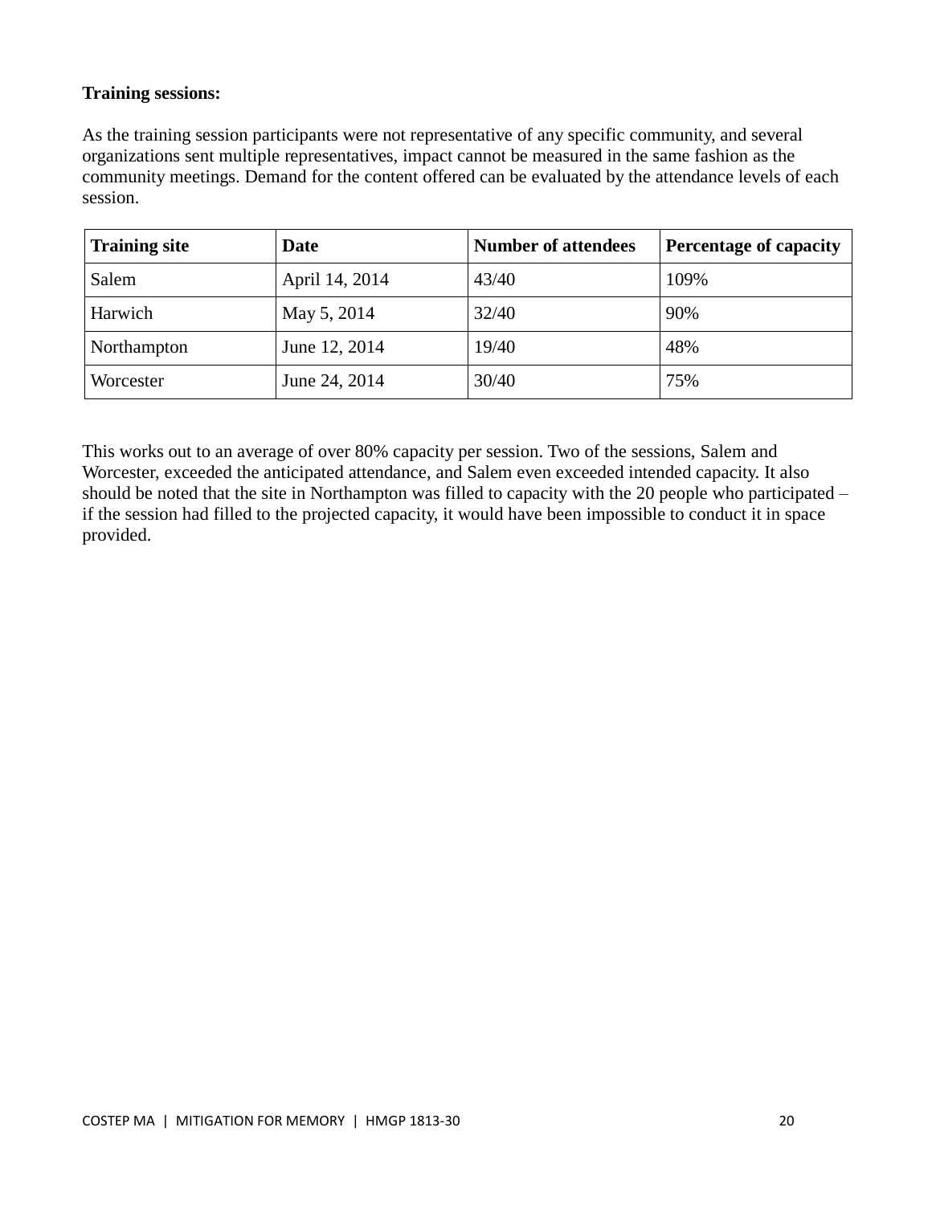**Training sessions:**

As the training session participants were not representative of any specific community, and several organizations sent multiple representatives, impact cannot be measured in the same fashion as the community meetings. Demand for the content offered can be evaluated by the attendance levels of each session.

| Training site | Date | Number of attendees | Percentage of capacity |
|---|---|---|---|
| Salem | April 14, 2014 | 43/40 | 109% |
| Harwich | May 5, 2014 | 32/40 | 90% |
| Northampton | June 12, 2014 | 19/40 | 48% |
| Worcester | June 24, 2014 | 30/40 | 75% |

This works out to an average of over 80% capacity per session. Two of the sessions, Salem and Worcester, exceeded the anticipated attendance, and Salem even exceeded intended capacity. It also should be noted that the site in Northampton was filled to capacity with the 20 people who participated – if the session had filled to the projected capacity, it would have been impossible to conduct it in space provided.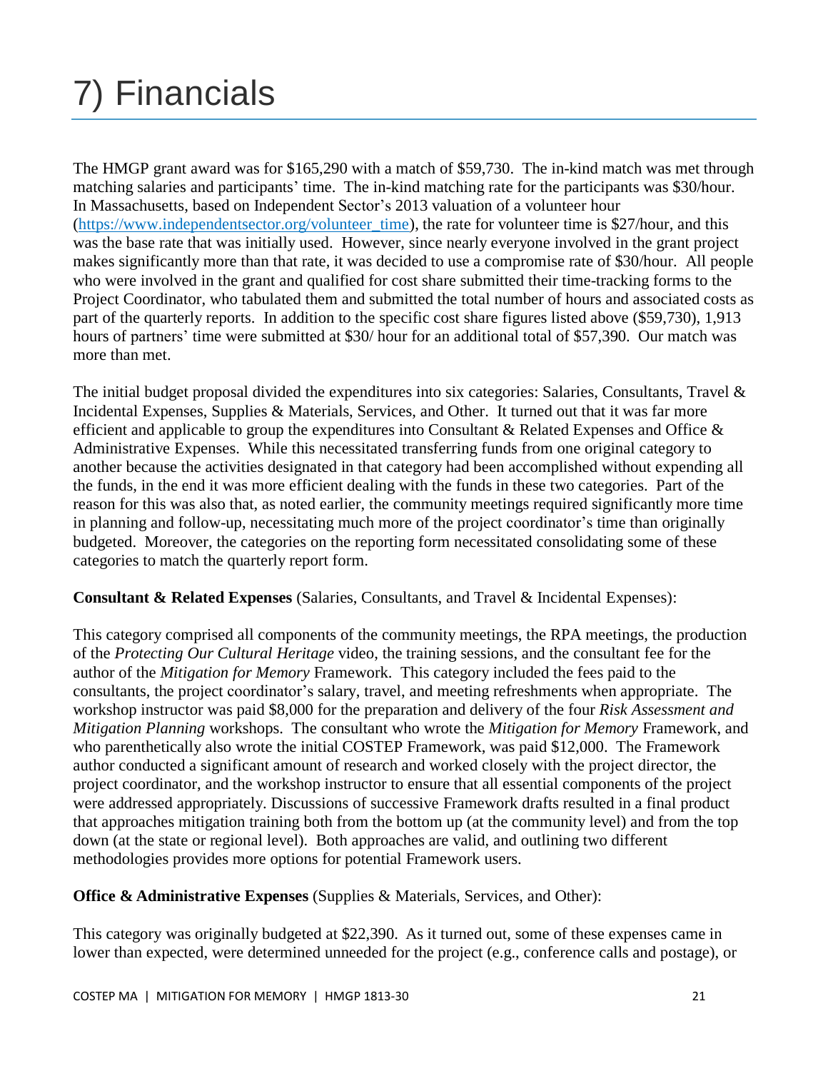# 7) Financials

The HMGP grant award was for $165,290 with a match of $59,730. The in-kind match was met through matching salaries and participants' time. The in-kind matching rate for the participants was $30/hour. In Massachusetts, based on Independent Sector's 2013 valuation of a volunteer hour (https://www.independentsector.org/volunteer_time), the rate for volunteer time is $27/hour, and this was the base rate that was initially used. However, since nearly everyone involved in the grant project makes significantly more than that rate, it was decided to use a compromise rate of $30/hour. All people who were involved in the grant and qualified for cost share submitted their time-tracking forms to the Project Coordinator, who tabulated them and submitted the total number of hours and associated costs as part of the quarterly reports. In addition to the specific cost share figures listed above ($59,730), 1,913 hours of partners' time were submitted at $30/ hour for an additional total of $57,390. Our match was more than met.

The initial budget proposal divided the expenditures into six categories: Salaries, Consultants, Travel & Incidental Expenses, Supplies & Materials, Services, and Other. It turned out that it was far more efficient and applicable to group the expenditures into Consultant & Related Expenses and Office & Administrative Expenses. While this necessitated transferring funds from one original category to another because the activities designated in that category had been accomplished without expending all the funds, in the end it was more efficient dealing with the funds in these two categories. Part of the reason for this was also that, as noted earlier, the community meetings required significantly more time in planning and follow-up, necessitating much more of the project coordinator's time than originally budgeted. Moreover, the categories on the reporting form necessitated consolidating some of these categories to match the quarterly report form.

**Consultant & Related Expenses** (Salaries, Consultants, and Travel & Incidental Expenses):

This category comprised all components of the community meetings, the RPA meetings, the production of the *Protecting Our Cultural Heritage* video, the training sessions, and the consultant fee for the author of the *Mitigation for Memory* Framework. This category included the fees paid to the consultants, the project coordinator's salary, travel, and meeting refreshments when appropriate. The workshop instructor was paid $8,000 for the preparation and delivery of the four *Risk Assessment and Mitigation Planning* workshops. The consultant who wrote the *Mitigation for Memory* Framework, and who parenthetically also wrote the initial COSTEP Framework, was paid $12,000. The Framework author conducted a significant amount of research and worked closely with the project director, the project coordinator, and the workshop instructor to ensure that all essential components of the project were addressed appropriately. Discussions of successive Framework drafts resulted in a final product that approaches mitigation training both from the bottom up (at the community level) and from the top down (at the state or regional level). Both approaches are valid, and outlining two different methodologies provides more options for potential Framework users.

**Office & Administrative Expenses** (Supplies & Materials, Services, and Other):

This category was originally budgeted at $22,390. As it turned out, some of these expenses came in lower than expected, were determined unneeded for the project (e.g., conference calls and postage), or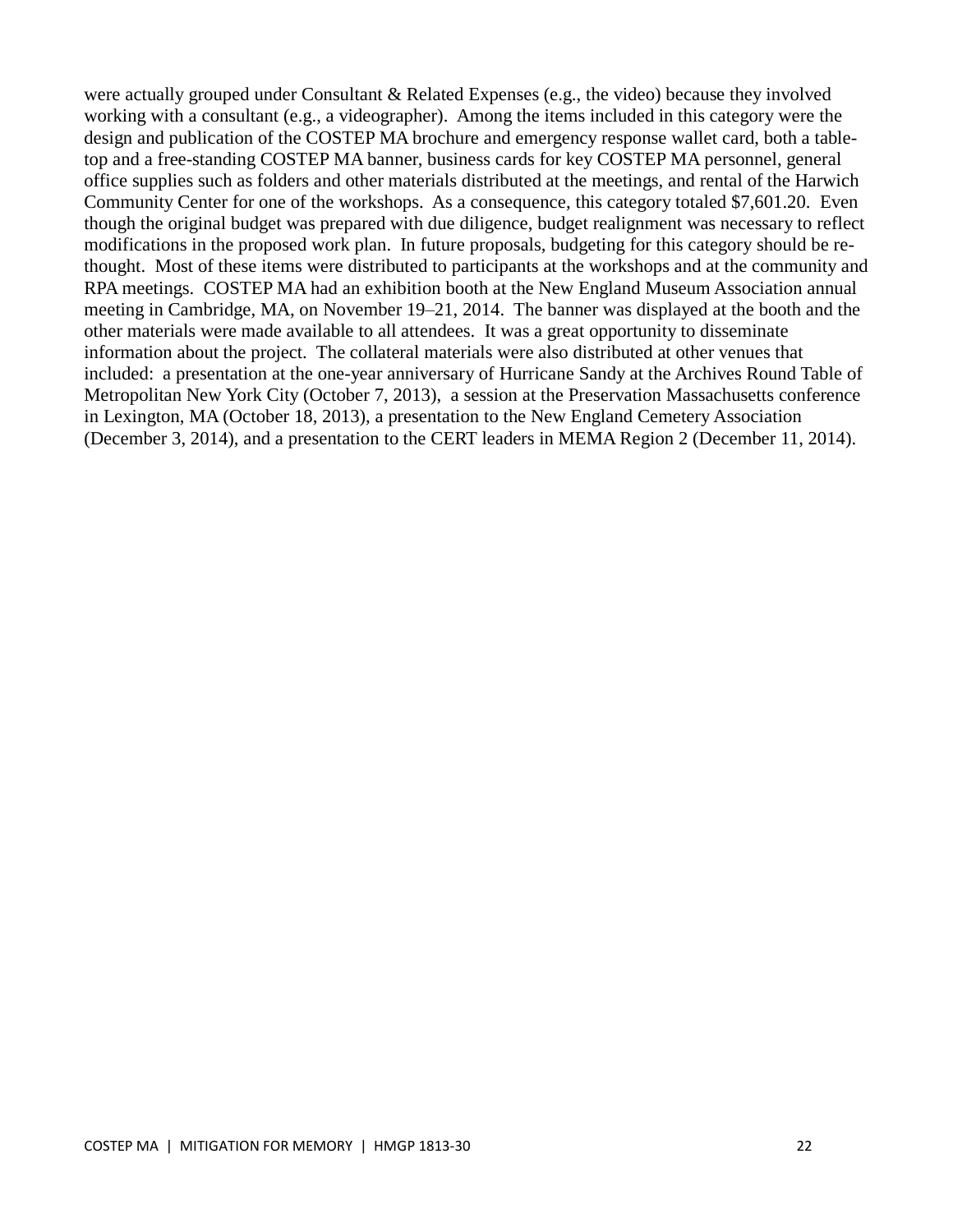were actually grouped under Consultant & Related Expenses (e.g., the video) because they involved working with a consultant (e.g., a videographer). Among the items included in this category were the design and publication of the COSTEP MA brochure and emergency response wallet card, both a table-top and a free-standing COSTEP MA banner, business cards for key COSTEP MA personnel, general office supplies such as folders and other materials distributed at the meetings, and rental of the Harwich Community Center for one of the workshops. As a consequence, this category totaled $7,601.20. Even though the original budget was prepared with due diligence, budget realignment was necessary to reflect modifications in the proposed work plan. In future proposals, budgeting for this category should be re-thought. Most of these items were distributed to participants at the workshops and at the community and RPA meetings. COSTEP MA had an exhibition booth at the New England Museum Association annual meeting in Cambridge, MA, on November 19–21, 2014. The banner was displayed at the booth and the other materials were made available to all attendees. It was a great opportunity to disseminate information about the project. The collateral materials were also distributed at other venues that included: a presentation at the one-year anniversary of Hurricane Sandy at the Archives Round Table of Metropolitan New York City (October 7, 2013), a session at the Preservation Massachusetts conference in Lexington, MA (October 18, 2013), a presentation to the New England Cemetery Association (December 3, 2014), and a presentation to the CERT leaders in MEMA Region 2 (December 11, 2014).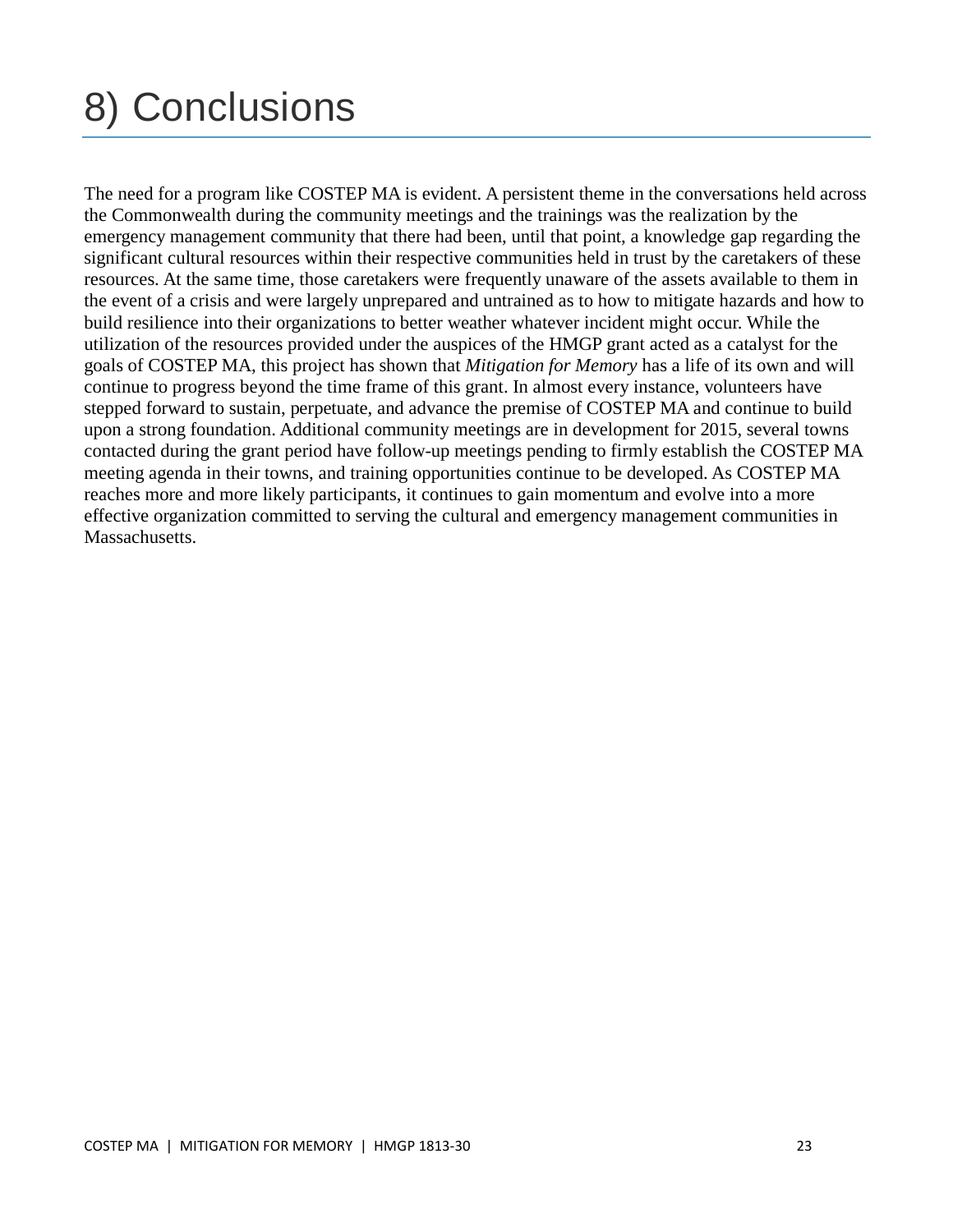# 8) Conclusions

The need for a program like COSTEP MA is evident. A persistent theme in the conversations held across the Commonwealth during the community meetings and the trainings was the realization by the emergency management community that there had been, until that point, a knowledge gap regarding the significant cultural resources within their respective communities held in trust by the caretakers of these resources. At the same time, those caretakers were frequently unaware of the assets available to them in the event of a crisis and were largely unprepared and untrained as to how to mitigate hazards and how to build resilience into their organizations to better weather whatever incident might occur. While the utilization of the resources provided under the auspices of the HMGP grant acted as a catalyst for the goals of COSTEP MA, this project has shown that *Mitigation for Memory* has a life of its own and will continue to progress beyond the time frame of this grant. In almost every instance, volunteers have stepped forward to sustain, perpetuate, and advance the premise of COSTEP MA and continue to build upon a strong foundation. Additional community meetings are in development for 2015, several towns contacted during the grant period have follow-up meetings pending to firmly establish the COSTEP MA meeting agenda in their towns, and training opportunities continue to be developed. As COSTEP MA reaches more and more likely participants, it continues to gain momentum and evolve into a more effective organization committed to serving the cultural and emergency management communities in Massachusetts.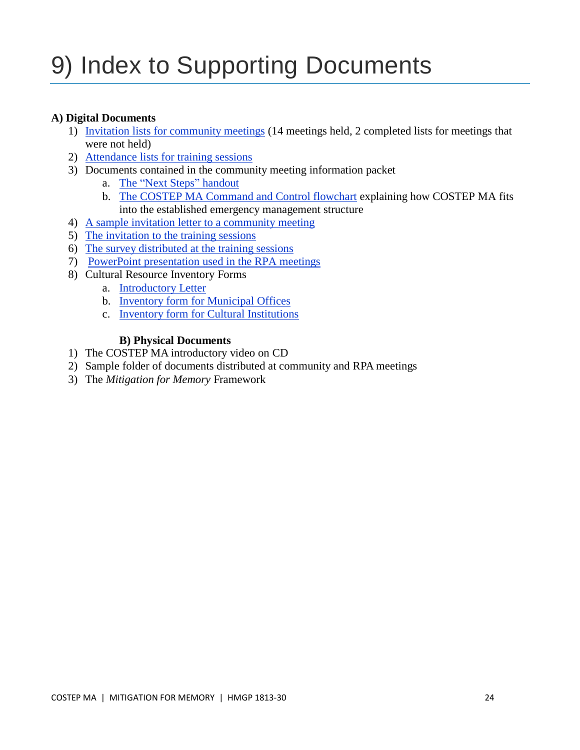# 9) Index to Supporting Documents

**A) Digital Documents**

1) Invitation lists for community meetings (14 meetings held, 2 completed lists for meetings that were not held)
2) Attendance lists for training sessions
3) Documents contained in the community meeting information packet
    a. The "Next Steps" handout
    b. The COSTEP MA Command and Control flowchart explaining how COSTEP MA fits into the established emergency management structure
4) A sample invitation letter to a community meeting
5) The invitation to the training sessions
6) The survey distributed at the training sessions
7) PowerPoint presentation used in the RPA meetings
8) Cultural Resource Inventory Forms
    a. Introductory Letter
    b. Inventory form for Municipal Offices
    c. Inventory form for Cultural Institutions

**B) Physical Documents**

1) The COSTEP MA introductory video on CD
2) Sample folder of documents distributed at community and RPA meetings
3) The *Mitigation for Memory* Framework